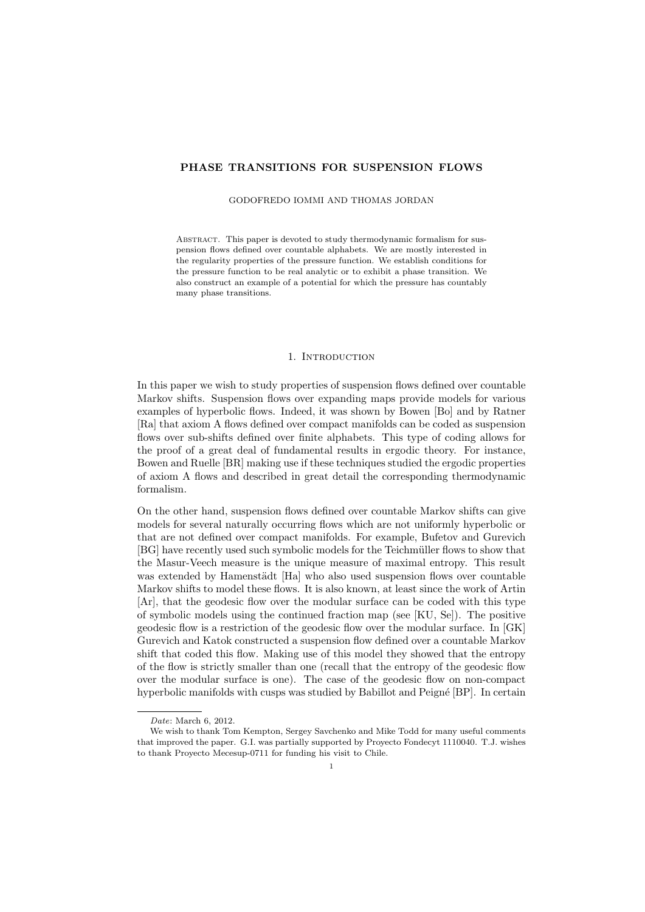# PHASE TRANSITIONS FOR SUSPENSION FLOWS

GODOFREDO IOMMI AND THOMAS JORDAN

Abstract. This paper is devoted to study thermodynamic formalism for suspension flows defined over countable alphabets. We are mostly interested in the regularity properties of the pressure function. We establish conditions for the pressure function to be real analytic or to exhibit a phase transition. We also construct an example of a potential for which the pressure has countably many phase transitions.

## 1. Introduction

In this paper we wish to study properties of suspension flows defined over countable Markov shifts. Suspension flows over expanding maps provide models for various examples of hyperbolic flows. Indeed, it was shown by Bowen [Bo] and by Ratner [Ra] that axiom A flows defined over compact manifolds can be coded as suspension flows over sub-shifts defined over finite alphabets. This type of coding allows for the proof of a great deal of fundamental results in ergodic theory. For instance, Bowen and Ruelle [BR] making use if these techniques studied the ergodic properties of axiom A flows and described in great detail the corresponding thermodynamic formalism.

On the other hand, suspension flows defined over countable Markov shifts can give models for several naturally occurring flows which are not uniformly hyperbolic or that are not defined over compact manifolds. For example, Bufetov and Gurevich [BG] have recently used such symbolic models for the Teichmüller flows to show that the Masur-Veech measure is the unique measure of maximal entropy. This result was extended by Hamenstädt [Ha] who also used suspension flows over countable Markov shifts to model these flows. It is also known, at least since the work of Artin [Ar], that the geodesic flow over the modular surface can be coded with this type of symbolic models using the continued fraction map (see [KU, Se]). The positive geodesic flow is a restriction of the geodesic flow over the modular surface. In [GK] Gurevich and Katok constructed a suspension flow defined over a countable Markov shift that coded this flow. Making use of this model they showed that the entropy of the flow is strictly smaller than one (recall that the entropy of the geodesic flow over the modular surface is one). The case of the geodesic flow on non-compact hyperbolic manifolds with cusps was studied by Babillot and Peigné [BP]. In certain

---

*Date*: March 6, 2012.

We wish to thank Tom Kempton, Sergey Savchenko and Mike Todd for many useful comments that improved the paper. G.I. was partially supported by Proyecto Fondecyt 1110040. T.J. wishes to thank Proyecto Mecesup-0711 for funding his visit to Chile.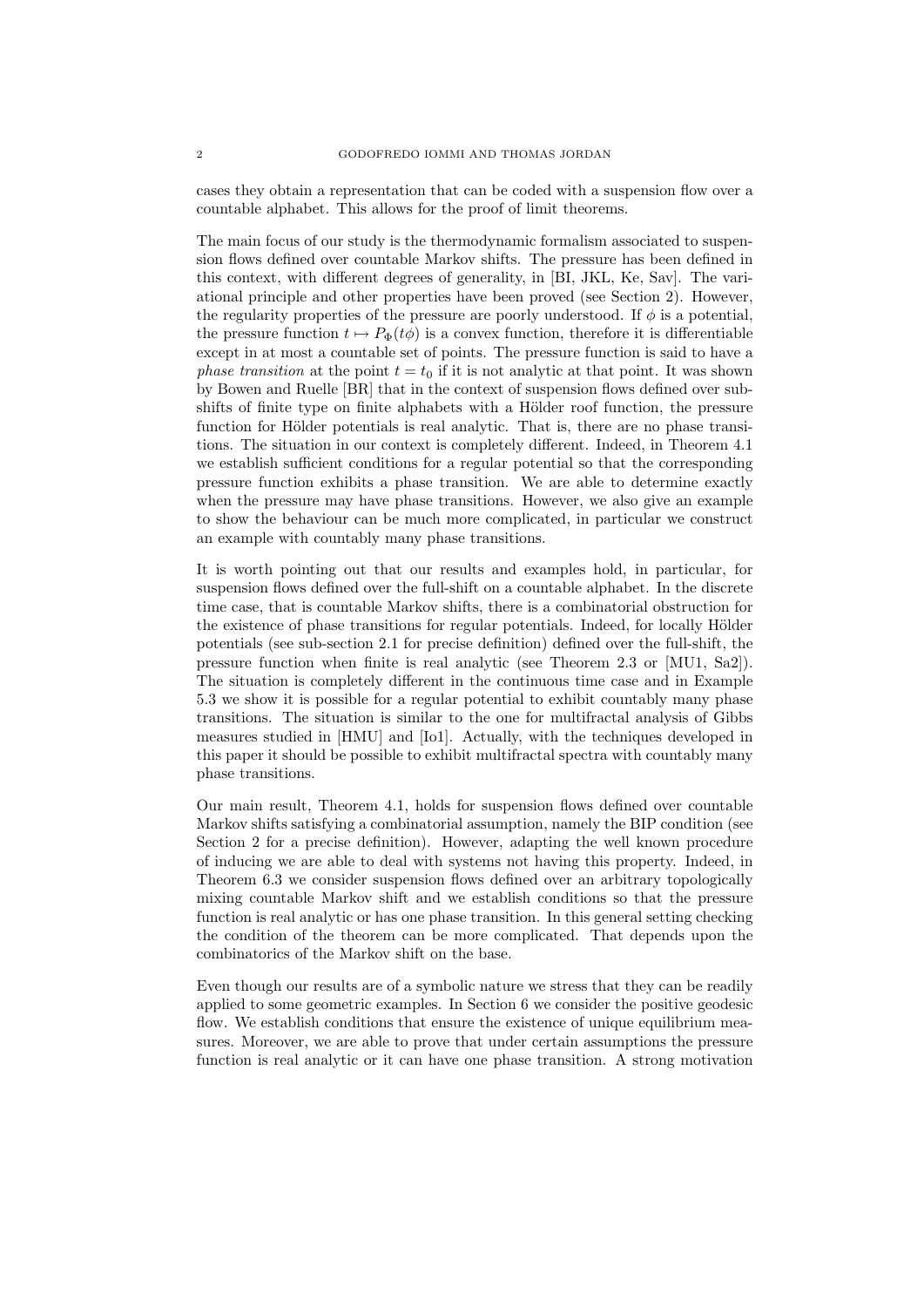cases they obtain a representation that can be coded with a suspension flow over a countable alphabet. This allows for the proof of limit theorems.

The main focus of our study is the thermodynamic formalism associated to suspension flows defined over countable Markov shifts. The pressure has been defined in this context, with different degrees of generality, in [BI, JKL, Ke, Sav]. The variational principle and other properties have been proved (see Section 2). However, the regularity properties of the pressure are poorly understood. If $\phi$ is a potential, the pressure function $t \mapsto P_\Phi(t\phi)$ is a convex function, therefore it is differentiable except in at most a countable set of points. The pressure function is said to have a *phase transition* at the point $t = t_0$ if it is not analytic at that point. It was shown by Bowen and Ruelle [BR] that in the context of suspension flows defined over subshifts of finite type on finite alphabets with a Hölder roof function, the pressure function for Hölder potentials is real analytic. That is, there are no phase transitions. The situation in our context is completely different. Indeed, in Theorem 4.1 we establish sufficient conditions for a regular potential so that the corresponding pressure function exhibits a phase transition. We are able to determine exactly when the pressure may have phase transitions. However, we also give an example to show the behaviour can be much more complicated, in particular we construct an example with countably many phase transitions.

It is worth pointing out that our results and examples hold, in particular, for suspension flows defined over the full-shift on a countable alphabet. In the discrete time case, that is countable Markov shifts, there is a combinatorial obstruction for the existence of phase transitions for regular potentials. Indeed, for locally Hölder potentials (see sub-section 2.1 for precise definition) defined over the full-shift, the pressure function when finite is real analytic (see Theorem 2.3 or [MU1, Sa2]). The situation is completely different in the continuous time case and in Example 5.3 we show it is possible for a regular potential to exhibit countably many phase transitions. The situation is similar to the one for multifractal analysis of Gibbs measures studied in [HMU] and [Io1]. Actually, with the techniques developed in this paper it should be possible to exhibit multifractal spectra with countably many phase transitions.

Our main result, Theorem 4.1, holds for suspension flows defined over countable Markov shifts satisfying a combinatorial assumption, namely the BIP condition (see Section 2 for a precise definition). However, adapting the well known procedure of inducing we are able to deal with systems not having this property. Indeed, in Theorem 6.3 we consider suspension flows defined over an arbitrary topologically mixing countable Markov shift and we establish conditions so that the pressure function is real analytic or has one phase transition. In this general setting checking the condition of the theorem can be more complicated. That depends upon the combinatorics of the Markov shift on the base.

Even though our results are of a symbolic nature we stress that they can be readily applied to some geometric examples. In Section 6 we consider the positive geodesic flow. We establish conditions that ensure the existence of unique equilibrium measures. Moreover, we are able to prove that under certain assumptions the pressure function is real analytic or it can have one phase transition. A strong motivation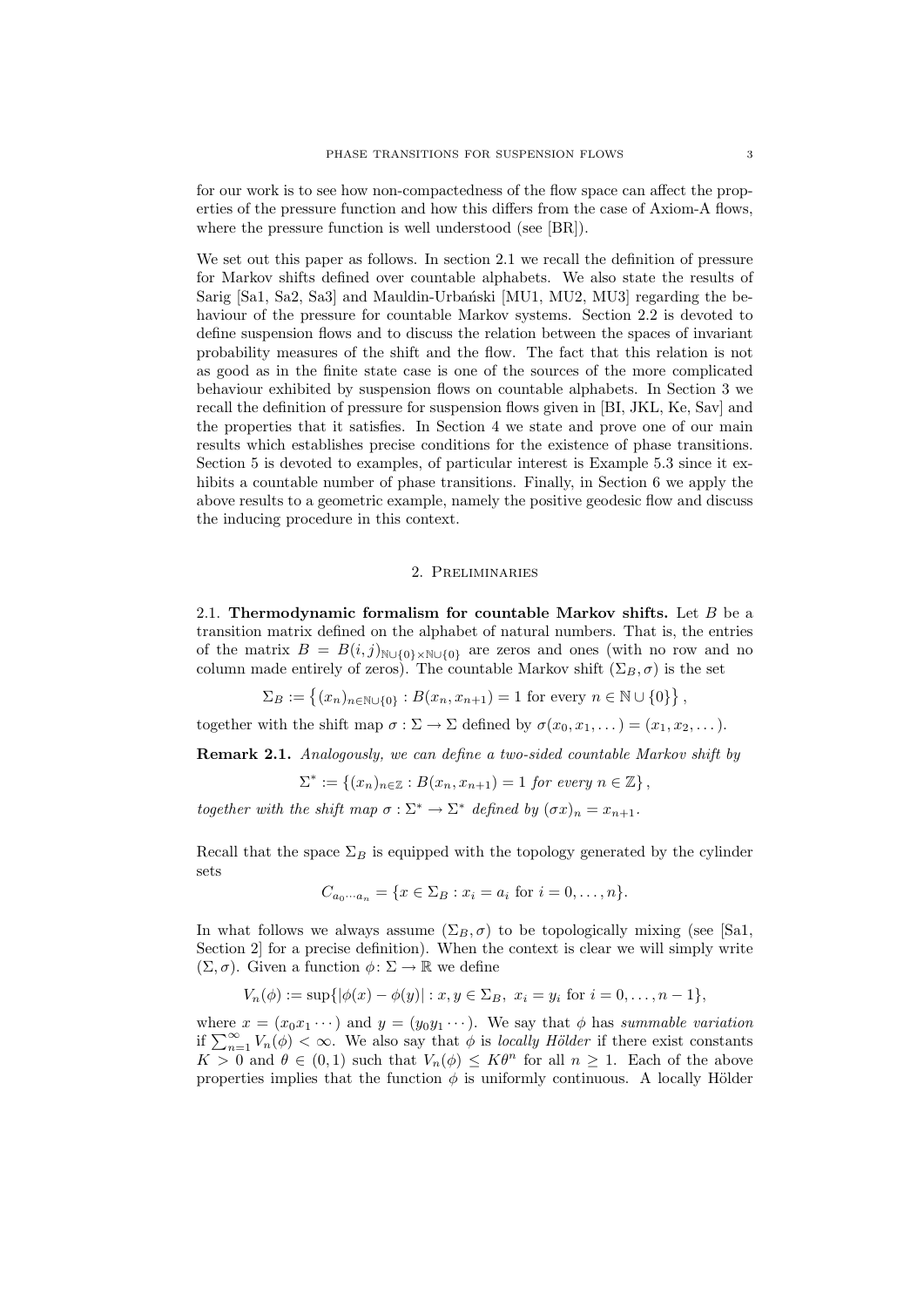for our work is to see how non-compactedness of the flow space can affect the properties of the pressure function and how this differs from the case of Axiom-A flows, where the pressure function is well understood (see [BR]).

We set out this paper as follows. In section 2.1 we recall the definition of pressure for Markov shifts defined over countable alphabets. We also state the results of Sarig [Sa1, Sa2, Sa3] and Mauldin-Urbański [MU1, MU2, MU3] regarding the behaviour of the pressure for countable Markov systems. Section 2.2 is devoted to define suspension flows and to discuss the relation between the spaces of invariant probability measures of the shift and the flow. The fact that this relation is not as good as in the finite state case is one of the sources of the more complicated behaviour exhibited by suspension flows on countable alphabets. In Section 3 we recall the definition of pressure for suspension flows given in [BI, JKL, Ke, Sav] and the properties that it satisfies. In Section 4 we state and prove one of our main results which establishes precise conditions for the existence of phase transitions. Section 5 is devoted to examples, of particular interest is Example 5.3 since it exhibits a countable number of phase transitions. Finally, in Section 6 we apply the above results to a geometric example, namely the positive geodesic flow and discuss the inducing procedure in this context.

## 2. Preliminaries

**2.1. Thermodynamic formalism for countable Markov shifts.** Let $B$ be a transition matrix defined on the alphabet of natural numbers. That is, the entries of the matrix $B = B(i,j)_{\mathbb{N}\cup\{0\}\times\mathbb{N}\cup\{0\}}$ are zeros and ones (with no row and no column made entirely of zeros). The countable Markov shift $(\Sigma_B, \sigma)$ is the set

$$\Sigma_B := \left\{(x_n)_{n\in\mathbb{N}\cup\{0\}} : B(x_n, x_{n+1}) = 1 \text{ for every } n \in \mathbb{N}\cup\{0\}\right\},$$

together with the shift map $\sigma : \Sigma \to \Sigma$ defined by $\sigma(x_0, x_1, \dots) = (x_1, x_2, \dots)$.

**Remark 2.1.** *Analogously, we can define a two-sided countable Markov shift by*

$$\Sigma^* := \{(x_n)_{n\in\mathbb{Z}} : B(x_n, x_{n+1}) = 1 \textit{ for every } n \in \mathbb{Z}\},$$

*together with the shift map $\sigma : \Sigma^* \to \Sigma^*$ defined by $(\sigma x)_n = x_{n+1}$.*

Recall that the space $\Sigma_B$ is equipped with the topology generated by the cylinder sets

$$C_{a_0\cdots a_n} = \{x \in \Sigma_B : x_i = a_i \text{ for } i = 0, \dots, n\}.$$

In what follows we always assume $(\Sigma_B, \sigma)$ to be topologically mixing (see [Sa1, Section 2] for a precise definition). When the context is clear we will simply write $(\Sigma, \sigma)$. Given a function $\phi\colon \Sigma \to \mathbb{R}$ we define

$$V_n(\phi) := \sup\{|\phi(x) - \phi(y)| : x, y \in \Sigma_B,\ x_i = y_i \text{ for } i = 0, \dots, n-1\},$$

where $x = (x_0 x_1 \cdots)$ and $y = (y_0 y_1 \cdots)$. We say that $\phi$ has *summable variation* if $\sum_{n=1}^{\infty} V_n(\phi) < \infty$. We also say that $\phi$ is *locally Hölder* if there exist constants $K > 0$ and $\theta \in (0,1)$ such that $V_n(\phi) \leq K\theta^n$ for all $n \geq 1$. Each of the above properties implies that the function $\phi$ is uniformly continuous. A locally Hölder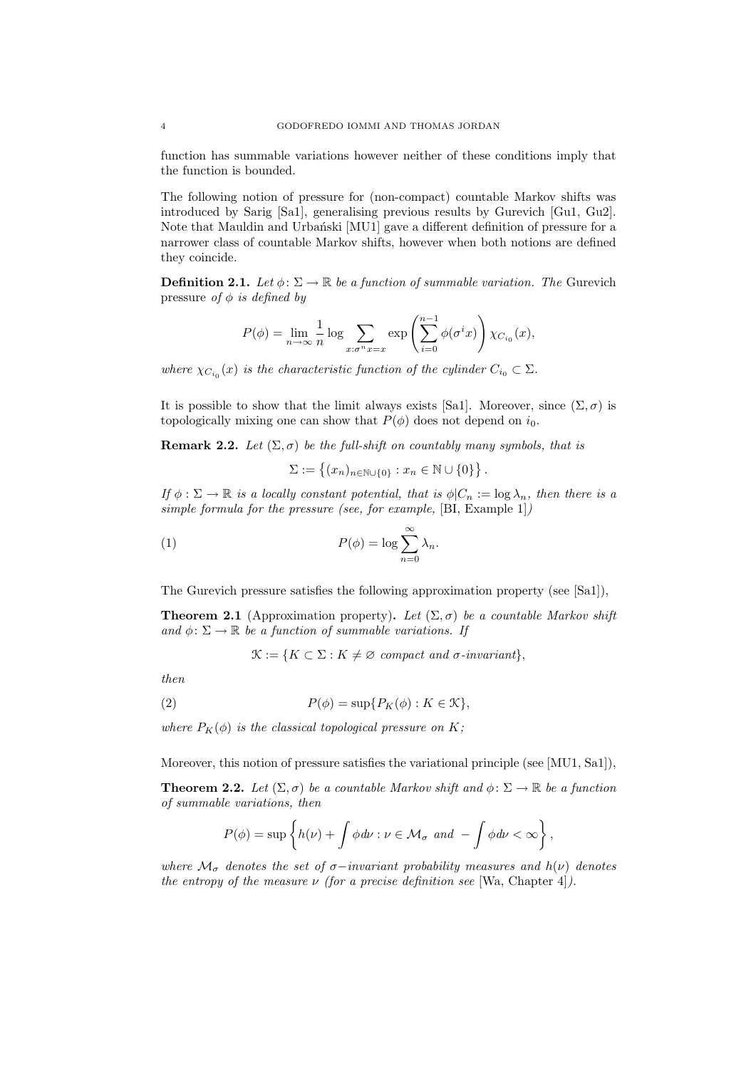function has summable variations however neither of these conditions imply that the function is bounded.

The following notion of pressure for (non-compact) countable Markov shifts was introduced by Sarig [Sa1], generalising previous results by Gurevich [Gu1, Gu2]. Note that Mauldin and Urbański [MU1] gave a different definition of pressure for a narrower class of countable Markov shifts, however when both notions are defined they coincide.

**Definition 2.1.** *Let $\phi \colon \Sigma \to \mathbb{R}$ be a function of summable variation. The* Gurevich pressure *of $\phi$ is defined by*

$$P(\phi) = \lim_{n \to \infty} \frac{1}{n} \log \sum_{x : \sigma^n x = x} \exp\left( \sum_{i=0}^{n-1} \phi(\sigma^i x) \right) \chi_{C_{i_0}}(x),$$

*where $\chi_{C_{i_0}}(x)$ is the characteristic function of the cylinder $C_{i_0} \subset \Sigma$.*

It is possible to show that the limit always exists [Sa1]. Moreover, since $(\Sigma, \sigma)$ is topologically mixing one can show that $P(\phi)$ does not depend on $i_0$.

**Remark 2.2.** *Let $(\Sigma, \sigma)$ be the full-shift on countably many symbols, that is*

$$\Sigma := \left\{ (x_n)_{n \in \mathbb{N} \cup \{0\}} : x_n \in \mathbb{N} \cup \{0\} \right\}.$$

*If $\phi : \Sigma \to \mathbb{R}$ is a locally constant potential, that is $\phi | C_n := \log \lambda_n$, then there is a simple formula for the pressure (see, for example,* [BI, Example 1]*)*

$$P(\phi) = \log \sum_{n=0}^{\infty} \lambda_n. \tag{1}$$

The Gurevich pressure satisfies the following approximation property (see [Sa1]),

**Theorem 2.1** (Approximation property)**.** *Let $(\Sigma, \sigma)$ be a countable Markov shift and $\phi \colon \Sigma \to \mathbb{R}$ be a function of summable variations. If*

$$\mathcal{K} := \{ K \subset \Sigma : K \neq \varnothing \text{ compact and } \sigma\text{-invariant} \},$$

*then*

$$P(\phi) = \sup\{ P_K(\phi) : K \in \mathcal{K} \}, \tag{2}$$

*where $P_K(\phi)$ is the classical topological pressure on $K$;*

Moreover, this notion of pressure satisfies the variational principle (see [MU1, Sa1]),

**Theorem 2.2.** *Let $(\Sigma, \sigma)$ be a countable Markov shift and $\phi \colon \Sigma \to \mathbb{R}$ be a function of summable variations, then*

$$P(\phi) = \sup \left\{ h(\nu) + \int \phi \, d\nu : \nu \in \mathcal{M}_\sigma \text{ and } -\int \phi \, d\nu < \infty \right\},$$

*where $\mathcal{M}_\sigma$ denotes the set of $\sigma-$invariant probability measures and $h(\nu)$ denotes the entropy of the measure $\nu$ (for a precise definition see* [Wa, Chapter 4]*).*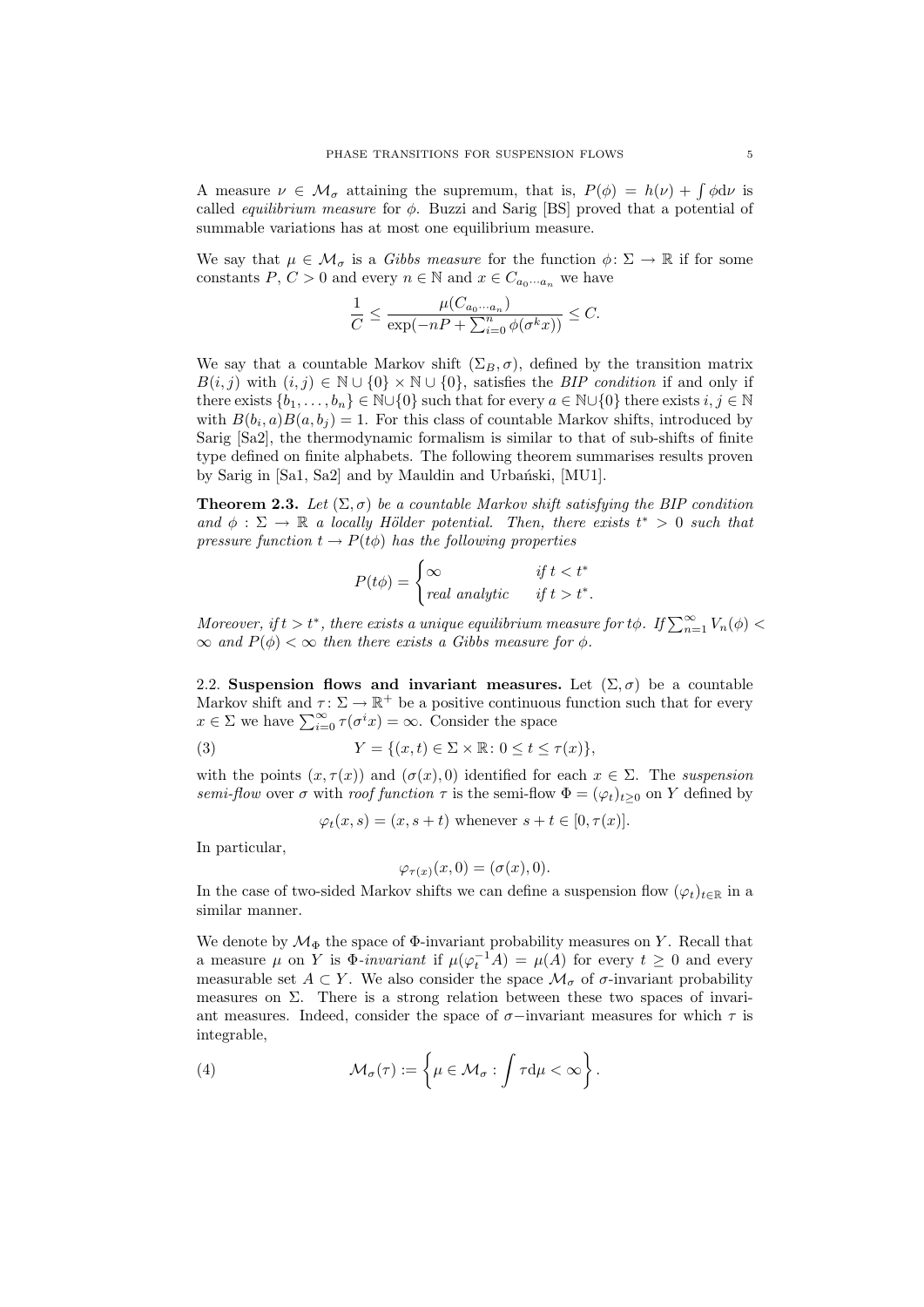A measure $\nu \in \mathcal{M}_\sigma$ attaining the supremum, that is, $P(\phi) = h(\nu) + \int \phi \mathrm{d}\nu$ is called *equilibrium measure* for $\phi$. Buzzi and Sarig [BS] proved that a potential of summable variations has at most one equilibrium measure.

We say that $\mu \in \mathcal{M}_\sigma$ is a *Gibbs measure* for the function $\phi \colon \Sigma \to \mathbb{R}$ if for some constants $P$, $C > 0$ and every $n \in \mathbb{N}$ and $x \in C_{a_0 \cdots a_n}$ we have

$$\frac{1}{C} \leq \frac{\mu(C_{a_0 \cdots a_n})}{\exp(-nP + \sum_{i=0}^{n} \phi(\sigma^k x))} \leq C.$$

We say that a countable Markov shift $(\Sigma_B, \sigma)$, defined by the transition matrix $B(i,j)$ with $(i,j) \in \mathbb{N} \cup \{0\} \times \mathbb{N} \cup \{0\}$, satisfies the *BIP condition* if and only if there exists $\{b_1, \ldots, b_n\} \in \mathbb{N} \cup \{0\}$ such that for every $a \in \mathbb{N} \cup \{0\}$ there exists $i, j \in \mathbb{N}$ with $B(b_i, a)B(a, b_j) = 1$. For this class of countable Markov shifts, introduced by Sarig [Sa2], the thermodynamic formalism is similar to that of sub-shifts of finite type defined on finite alphabets. The following theorem summarises results proven by Sarig in [Sa1, Sa2] and by Mauldin and Urbański, [MU1].

**Theorem 2.3.** *Let $(\Sigma, \sigma)$ be a countable Markov shift satisfying the BIP condition and $\phi : \Sigma \to \mathbb{R}$ a locally Hölder potential. Then, there exists $t^* > 0$ such that pressure function $t \to P(t\phi)$ has the following properties*

$$P(t\phi) = \begin{cases} \infty & \textit{if } t < t^* \\ \textit{real analytic} & \textit{if } t > t^*. \end{cases}$$

*Moreover, if $t > t^*$, there exists a unique equilibrium measure for $t\phi$. If $\sum_{n=1}^{\infty} V_n(\phi) < \infty$ and $P(\phi) < \infty$ then there exists a Gibbs measure for $\phi$.*

2.2. **Suspension flows and invariant measures.** Let $(\Sigma, \sigma)$ be a countable Markov shift and $\tau \colon \Sigma \to \mathbb{R}^+$ be a positive continuous function such that for every $x \in \Sigma$ we have $\sum_{i=0}^{\infty} \tau(\sigma^i x) = \infty$. Consider the space

$$Y = \{(x, t) \in \Sigma \times \mathbb{R} \colon 0 \leq t \leq \tau(x)\}, \tag{3}$$

with the points $(x, \tau(x))$ and $(\sigma(x), 0)$ identified for each $x \in \Sigma$. The *suspension semi-flow* over $\sigma$ with *roof function* $\tau$ is the semi-flow $\Phi = (\varphi_t)_{t \geq 0}$ on $Y$ defined by

$$\varphi_t(x, s) = (x, s + t) \text{ whenever } s + t \in [0, \tau(x)].$$

In particular,

$$\varphi_{\tau(x)}(x, 0) = (\sigma(x), 0).$$

In the case of two-sided Markov shifts we can define a suspension flow $(\varphi_t)_{t \in \mathbb{R}}$ in a similar manner.

We denote by $\mathcal{M}_\Phi$ the space of $\Phi$-invariant probability measures on $Y$. Recall that a measure $\mu$ on $Y$ is $\Phi$-*invariant* if $\mu(\varphi_t^{-1} A) = \mu(A)$ for every $t \geq 0$ and every measurable set $A \subset Y$. We also consider the space $\mathcal{M}_\sigma$ of $\sigma$-invariant probability measures on $\Sigma$. There is a strong relation between these two spaces of invariant measures. Indeed, consider the space of $\sigma-$invariant measures for which $\tau$ is integrable,

$$\mathcal{M}_\sigma(\tau) := \left\{ \mu \in \mathcal{M}_\sigma : \int \tau \mathrm{d}\mu < \infty \right\}. \tag{4}$$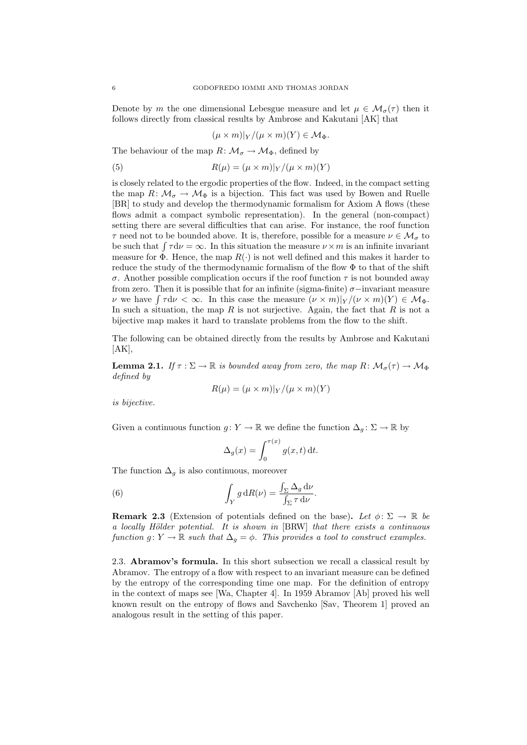Denote by $m$ the one dimensional Lebesgue measure and let $\mu \in \mathcal{M}_\sigma(\tau)$ then it follows directly from classical results by Ambrose and Kakutani [AK] that

$$(\mu \times m)|_Y / (\mu \times m)(Y) \in \mathcal{M}_\Phi.$$

The behaviour of the map $R \colon \mathcal{M}_\sigma \to \mathcal{M}_\Phi$, defined by

$$R(\mu) = (\mu \times m)|_Y / (\mu \times m)(Y) \tag{5}$$

is closely related to the ergodic properties of the flow. Indeed, in the compact setting the map $R \colon \mathcal{M}_\sigma \to \mathcal{M}_\Phi$ is a bijection. This fact was used by Bowen and Ruelle [BR] to study and develop the thermodynamic formalism for Axiom A flows (these flows admit a compact symbolic representation). In the general (non-compact) setting there are several difficulties that can arise. For instance, the roof function $\tau$ need not to be bounded above. It is, therefore, possible for a measure $\nu \in \mathcal{M}_\sigma$ to be such that $\int \tau d\nu = \infty$. In this situation the measure $\nu \times m$ is an infinite invariant measure for $\Phi$. Hence, the map $R(\cdot)$ is not well defined and this makes it harder to reduce the study of the thermodynamic formalism of the flow $\Phi$ to that of the shift $\sigma$. Another possible complication occurs if the roof function $\tau$ is not bounded away from zero. Then it is possible that for an infinite (sigma-finite) $\sigma-$invariant measure $\nu$ we have $\int \tau d\nu < \infty$. In this case the measure $(\nu \times m)|_Y / (\nu \times m)(Y) \in \mathcal{M}_\Phi$. In such a situation, the map $R$ is not surjective. Again, the fact that $R$ is not a bijective map makes it hard to translate problems from the flow to the shift.

The following can be obtained directly from the results by Ambrose and Kakutani [AK],

**Lemma 2.1.** *If $\tau : \Sigma \to \mathbb{R}$ is bounded away from zero, the map $R \colon \mathcal{M}_\sigma(\tau) \to \mathcal{M}_\Phi$ defined by*

$$R(\mu) = (\mu \times m)|_Y / (\mu \times m)(Y)$$

*is bijective.*

Given a continuous function $g \colon Y \to \mathbb{R}$ we define the function $\Delta_g \colon \Sigma \to \mathbb{R}$ by

$$\Delta_g(x) = \int_0^{\tau(x)} g(x,t) \, \mathrm{d}t.$$

The function $\Delta_g$ is also continuous, moreover

$$\int_Y g \, \mathrm{d}R(\nu) = \frac{\int_\Sigma \Delta_g \, \mathrm{d}\nu}{\int_\Sigma \tau \, \mathrm{d}\nu}. \tag{6}$$

**Remark 2.3** (Extension of potentials defined on the base)**.** *Let $\phi \colon \Sigma \to \mathbb{R}$ be a locally Hölder potential. It is shown in* [BRW] *that there exists a continuous function $g \colon Y \to \mathbb{R}$ such that $\Delta_g = \phi$. This provides a tool to construct examples.*

2.3. **Abramov's formula.** In this short subsection we recall a classical result by Abramov. The entropy of a flow with respect to an invariant measure can be defined by the entropy of the corresponding time one map. For the definition of entropy in the context of maps see [Wa, Chapter 4]. In 1959 Abramov [Ab] proved his well known result on the entropy of flows and Savchenko [Sav, Theorem 1] proved an analogous result in the setting of this paper.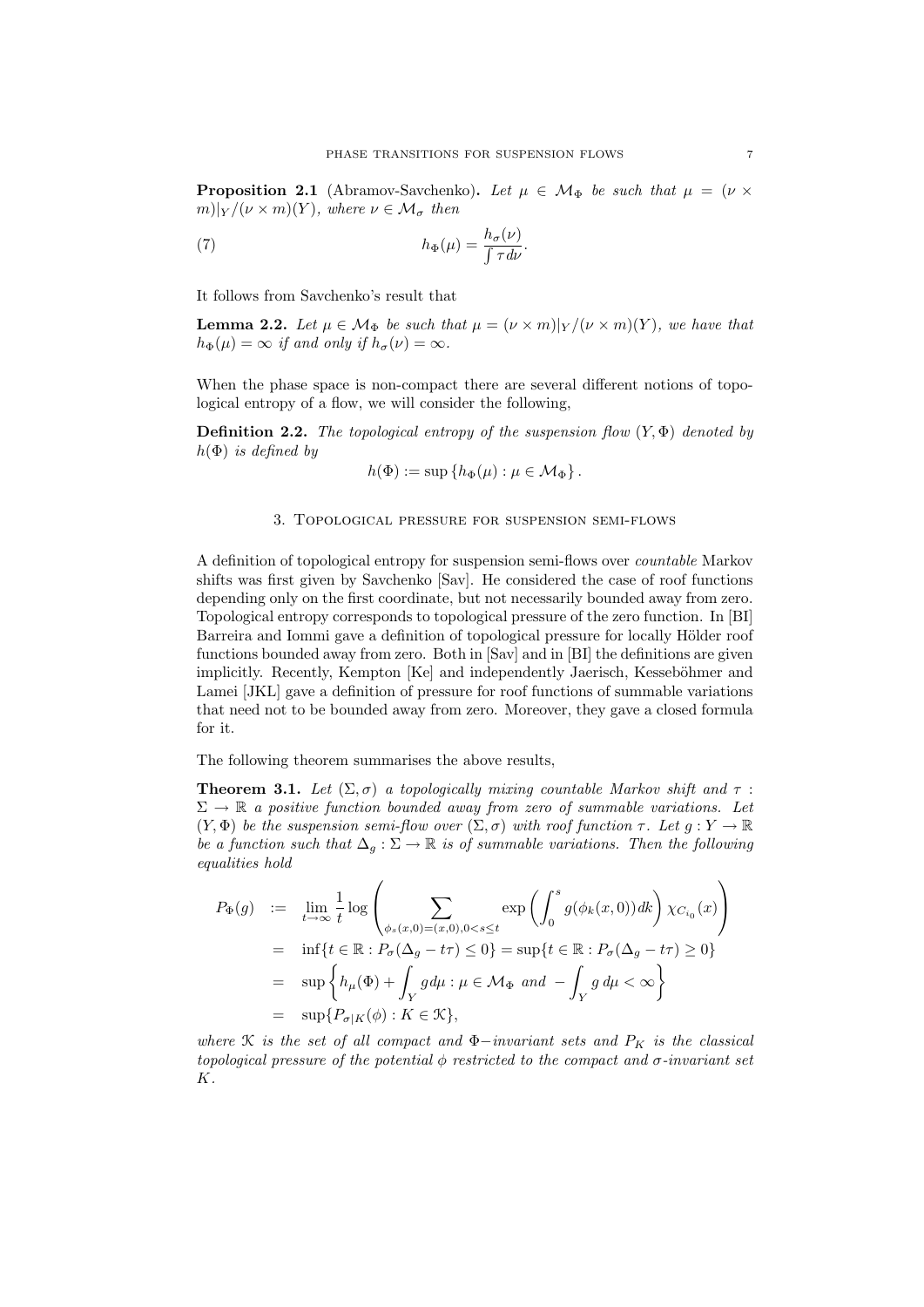**Proposition 2.1** (Abramov-Savchenko)**.** *Let $\mu \in \mathcal{M}_\Phi$ be such that $\mu = (\nu \times m)|_Y/(\nu \times m)(Y)$, where $\nu \in \mathcal{M}_\sigma$ then*

$$
h_\Phi(\mu) = \frac{h_\sigma(\nu)}{\int \tau \, d\nu}. \tag{7}
$$

It follows from Savchenko's result that

**Lemma 2.2.** *Let $\mu \in \mathcal{M}_\Phi$ be such that $\mu = (\nu \times m)|_Y/(\nu \times m)(Y)$, we have that $h_\Phi(\mu) = \infty$ if and only if $h_\sigma(\nu) = \infty$.*

When the phase space is non-compact there are several different notions of topological entropy of a flow, we will consider the following,

**Definition 2.2.** *The topological entropy of the suspension flow $(Y, \Phi)$ denoted by $h(\Phi)$ is defined by*

$$
h(\Phi) := \sup \{ h_\Phi(\mu) : \mu \in \mathcal{M}_\Phi \}.
$$

## 3. Topological pressure for suspension semi-flows

A definition of topological entropy for suspension semi-flows over *countable* Markov shifts was first given by Savchenko [Sav]. He considered the case of roof functions depending only on the first coordinate, but not necessarily bounded away from zero. Topological entropy corresponds to topological pressure of the zero function. In [BI] Barreira and Iommi gave a definition of topological pressure for locally Hölder roof functions bounded away from zero. Both in [Sav] and in [BI] the definitions are given implicitly. Recently, Kempton [Ke] and independently Jaerisch, Kesseböhmer and Lamei [JKL] gave a definition of pressure for roof functions of summable variations that need not to be bounded away from zero. Moreover, they gave a closed formula for it.

The following theorem summarises the above results,

**Theorem 3.1.** *Let $(\Sigma, \sigma)$ a topologically mixing countable Markov shift and $\tau : \Sigma \to \mathbb{R}$ a positive function bounded away from zero of summable variations. Let $(Y, \Phi)$ be the suspension semi-flow over $(\Sigma, \sigma)$ with roof function $\tau$. Let $g : Y \to \mathbb{R}$ be a function such that $\Delta_g : \Sigma \to \mathbb{R}$ is of summable variations. Then the following equalities hold*

$$
\begin{aligned}
P_\Phi(g) &:= \lim_{t \to \infty} \frac{1}{t} \log \left( \sum_{\phi_s(x,0)=(x,0), 0<s \leq t} \exp \left( \int_0^s g(\phi_k(x,0)) dk \right) \chi_{C_{i_0}}(x) \right) \\
&= \inf\{ t \in \mathbb{R} : P_\sigma(\Delta_g - t\tau) \leq 0 \} = \sup\{ t \in \mathbb{R} : P_\sigma(\Delta_g - t\tau) \geq 0 \} \\
&= \sup \left\{ h_\mu(\Phi) + \int_Y g d\mu : \mu \in \mathcal{M}_\Phi \text{ and } - \int_Y g \, d\mu < \infty \right\} \\
&= \sup \{ P_{\sigma|K}(\phi) : K \in \mathcal{K} \},
\end{aligned}
$$

*where $\mathcal{K}$ is the set of all compact and $\Phi-$invariant sets and $P_K$ is the classical topological pressure of the potential $\phi$ restricted to the compact and $\sigma$-invariant set $K$.*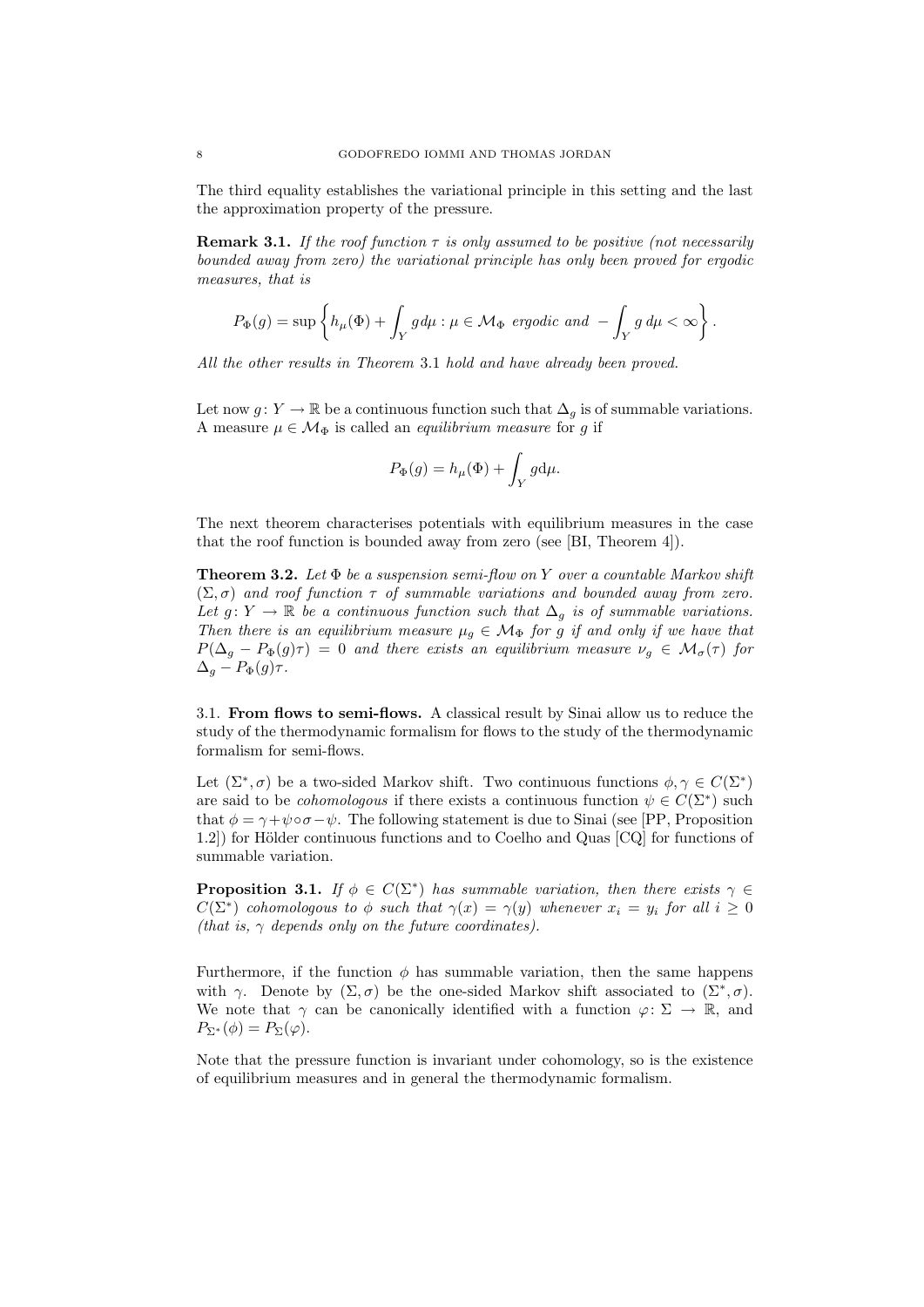The third equality establishes the variational principle in this setting and the last the approximation property of the pressure.

**Remark 3.1.** *If the roof function $\tau$ is only assumed to be positive (not necessarily bounded away from zero) the variational principle has only been proved for ergodic measures, that is*

$$P_\Phi(g) = \sup \left\{ h_\mu(\Phi) + \int_Y g d\mu : \mu \in \mathcal{M}_\Phi \text{ ergodic and } -\int_Y g \, d\mu < \infty \right\}.$$

*All the other results in Theorem* 3.1 *hold and have already been proved.*

Let now $g \colon Y \to \mathbb{R}$ be a continuous function such that $\Delta_g$ is of summable variations. A measure $\mu \in \mathcal{M}_\Phi$ is called an *equilibrium measure* for $g$ if

$$P_\Phi(g) = h_\mu(\Phi) + \int_Y g \mathrm{d}\mu.$$

The next theorem characterises potentials with equilibrium measures in the case that the roof function is bounded away from zero (see [BI, Theorem 4]).

**Theorem 3.2.** *Let $\Phi$ be a suspension semi-flow on $Y$ over a countable Markov shift $(\Sigma, \sigma)$ and roof function $\tau$ of summable variations and bounded away from zero. Let $g \colon Y \to \mathbb{R}$ be a continuous function such that $\Delta_g$ is of summable variations. Then there is an equilibrium measure $\mu_g \in \mathcal{M}_\Phi$ for $g$ if and only if we have that $P(\Delta_g - P_\Phi(g)\tau) = 0$ and there exists an equilibrium measure $\nu_g \in \mathcal{M}_\sigma(\tau)$ for $\Delta_g - P_\Phi(g)\tau$.*

### 3.1. From flows to semi-flows.

A classical result by Sinai allow us to reduce the study of the thermodynamic formalism for flows to the study of the thermodynamic formalism for semi-flows.

Let $(\Sigma^*, \sigma)$ be a two-sided Markov shift. Two continuous functions $\phi, \gamma \in C(\Sigma^*)$ are said to be *cohomologous* if there exists a continuous function $\psi \in C(\Sigma^*)$ such that $\phi = \gamma + \psi \circ \sigma - \psi$. The following statement is due to Sinai (see [PP, Proposition 1.2]) for Hölder continuous functions and to Coelho and Quas [CQ] for functions of summable variation.

**Proposition 3.1.** *If $\phi \in C(\Sigma^*)$ has summable variation, then there exists $\gamma \in C(\Sigma^*)$ cohomologous to $\phi$ such that $\gamma(x) = \gamma(y)$ whenever $x_i = y_i$ for all $i \geq 0$ (that is, $\gamma$ depends only on the future coordinates).*

Furthermore, if the function $\phi$ has summable variation, then the same happens with $\gamma$. Denote by $(\Sigma, \sigma)$ be the one-sided Markov shift associated to $(\Sigma^*, \sigma)$. We note that $\gamma$ can be canonically identified with a function $\varphi \colon \Sigma \to \mathbb{R}$, and $P_{\Sigma^*}(\phi) = P_\Sigma(\varphi)$.

Note that the pressure function is invariant under cohomology, so is the existence of equilibrium measures and in general the thermodynamic formalism.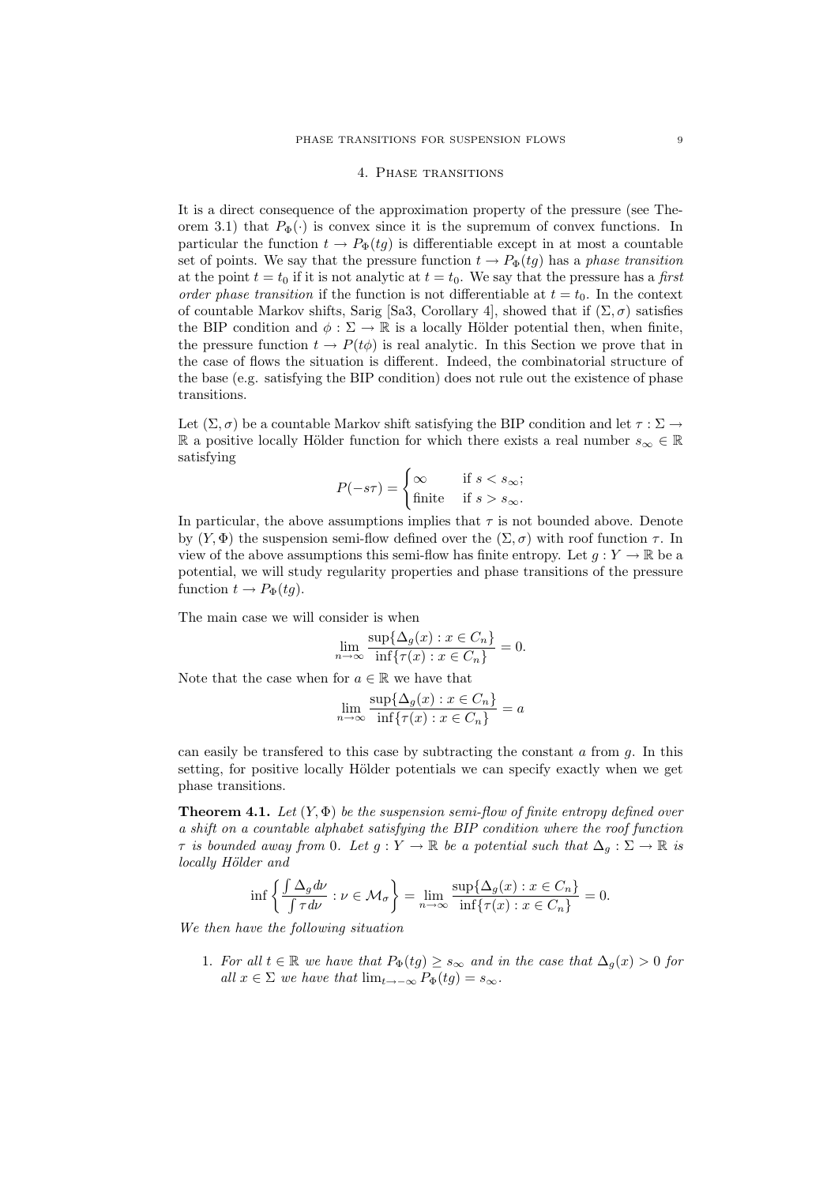## 4. Phase transitions

It is a direct consequence of the approximation property of the pressure (see Theorem 3.1) that $P_\Phi(\cdot)$ is convex since it is the supremum of convex functions. In particular the function $t \to P_\Phi(tg)$ is differentiable except in at most a countable set of points. We say that the pressure function $t \to P_\Phi(tg)$ has a *phase transition* at the point $t = t_0$ if it is not analytic at $t = t_0$. We say that the pressure has a *first order phase transition* if the function is not differentiable at $t = t_0$. In the context of countable Markov shifts, Sarig [Sa3, Corollary 4], showed that if $(\Sigma, \sigma)$ satisfies the BIP condition and $\phi : \Sigma \to \mathbb{R}$ is a locally Hölder potential then, when finite, the pressure function $t \to P(t\phi)$ is real analytic. In this Section we prove that in the case of flows the situation is different. Indeed, the combinatorial structure of the base (e.g. satisfying the BIP condition) does not rule out the existence of phase transitions.

Let $(\Sigma, \sigma)$ be a countable Markov shift satisfying the BIP condition and let $\tau : \Sigma \to \mathbb{R}$ a positive locally Hölder function for which there exists a real number $s_\infty \in \mathbb{R}$ satisfying

$$P(-s\tau) = \begin{cases} \infty & \text{if } s < s_\infty; \\ \text{finite} & \text{if } s > s_\infty. \end{cases}$$

In particular, the above assumptions implies that $\tau$ is not bounded above. Denote by $(Y, \Phi)$ the suspension semi-flow defined over the $(\Sigma, \sigma)$ with roof function $\tau$. In view of the above assumptions this semi-flow has finite entropy. Let $g : Y \to \mathbb{R}$ be a potential, we will study regularity properties and phase transitions of the pressure function $t \to P_\Phi(tg)$.

The main case we will consider is when

$$\lim_{n\to\infty} \frac{\sup\{\Delta_g(x) : x \in C_n\}}{\inf\{\tau(x) : x \in C_n\}} = 0.$$

Note that the case when for $a \in \mathbb{R}$ we have that

$$\lim_{n\to\infty} \frac{\sup\{\Delta_g(x) : x \in C_n\}}{\inf\{\tau(x) : x \in C_n\}} = a$$

can easily be transfered to this case by subtracting the constant $a$ from $g$. In this setting, for positive locally Hölder potentials we can specify exactly when we get phase transitions.

**Theorem 4.1.** *Let $(Y, \Phi)$ be the suspension semi-flow of finite entropy defined over a shift on a countable alphabet satisfying the BIP condition where the roof function $\tau$ is bounded away from 0. Let $g : Y \to \mathbb{R}$ be a potential such that $\Delta_g : \Sigma \to \mathbb{R}$ is locally Hölder and*

$$\inf\left\{\frac{\int \Delta_g d\nu}{\int \tau d\nu} : \nu \in \mathcal{M}_\sigma\right\} = \lim_{n\to\infty} \frac{\sup\{\Delta_g(x) : x \in C_n\}}{\inf\{\tau(x) : x \in C_n\}} = 0.$$

*We then have the following situation*

1. *For all $t \in \mathbb{R}$ we have that $P_\Phi(tg) \geq s_\infty$ and in the case that $\Delta_g(x) > 0$ for all $x \in \Sigma$ we have that $\lim_{t\to-\infty} P_\Phi(tg) = s_\infty$.*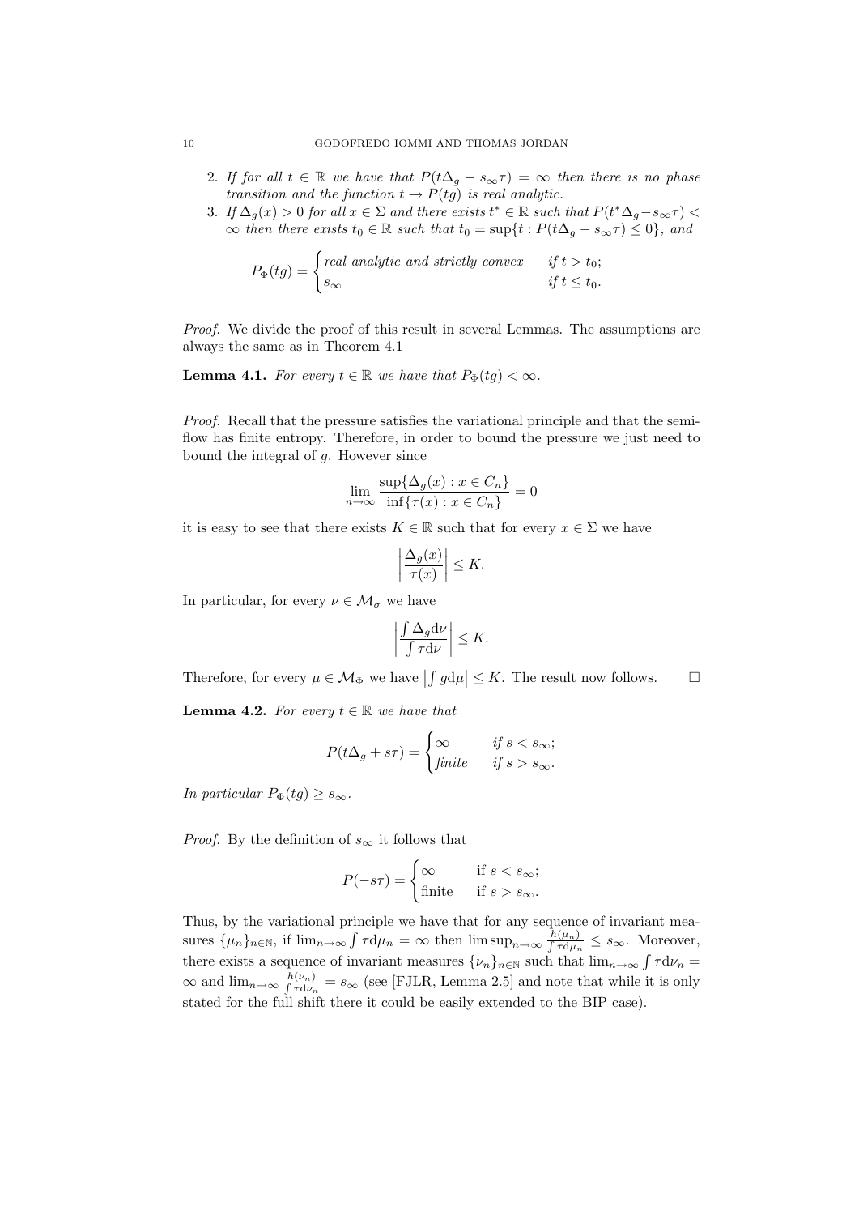2. *If for all $t \in \mathbb{R}$ we have that $P(t\Delta_g - s_\infty \tau) = \infty$ then there is no phase transition and the function $t \to P(tg)$ is real analytic.*
3. *If $\Delta_g(x) > 0$ for all $x \in \Sigma$ and there exists $t^* \in \mathbb{R}$ such that $P(t^*\Delta_g - s_\infty \tau) < \infty$ then there exists $t_0 \in \mathbb{R}$ such that $t_0 = \sup\{t : P(t\Delta_g - s_\infty \tau) \leq 0\}$, and*

$$P_\Phi(tg) = \begin{cases} \text{real analytic and strictly convex} & \text{if } t > t_0; \\ s_\infty & \text{if } t \leq t_0. \end{cases}$$

*Proof.* We divide the proof of this result in several Lemmas. The assumptions are always the same as in Theorem 4.1

**Lemma 4.1.** *For every $t \in \mathbb{R}$ we have that $P_\Phi(tg) < \infty$.*

*Proof.* Recall that the pressure satisfies the variational principle and that the semi-flow has finite entropy. Therefore, in order to bound the pressure we just need to bound the integral of $g$. However since

$$\lim_{n\to\infty} \frac{\sup\{\Delta_g(x) : x \in C_n\}}{\inf\{\tau(x) : x \in C_n\}} = 0$$

it is easy to see that there exists $K \in \mathbb{R}$ such that for every $x \in \Sigma$ we have

$$\left| \frac{\Delta_g(x)}{\tau(x)} \right| \leq K.$$

In particular, for every $\nu \in \mathcal{M}_\sigma$ we have

$$\left| \frac{\int \Delta_g \mathrm{d}\nu}{\int \tau \mathrm{d}\nu} \right| \leq K.$$

Therefore, for every $\mu \in \mathcal{M}_\Phi$ we have $\left|\int g \mathrm{d}\mu\right| \leq K$. The result now follows. $\square$

**Lemma 4.2.** *For every $t \in \mathbb{R}$ we have that*

$$P(t\Delta_g + s\tau) = \begin{cases} \infty & \text{if } s < s_\infty; \\ \text{finite} & \text{if } s > s_\infty. \end{cases}$$

*In particular $P_\Phi(tg) \geq s_\infty$.*

*Proof.* By the definition of $s_\infty$ it follows that

$$P(-s\tau) = \begin{cases} \infty & \text{if } s < s_\infty; \\ \text{finite} & \text{if } s > s_\infty. \end{cases}$$

Thus, by the variational principle we have that for any sequence of invariant measures $\{\mu_n\}_{n\in\mathbb{N}}$, if $\lim_{n\to\infty} \int \tau \mathrm{d}\mu_n = \infty$ then $\limsup_{n\to\infty} \frac{h(\mu_n)}{\int \tau \mathrm{d}\mu_n} \leq s_\infty$. Moreover, there exists a sequence of invariant measures $\{\nu_n\}_{n\in\mathbb{N}}$ such that $\lim_{n\to\infty} \int \tau \mathrm{d}\nu_n = \infty$ and $\lim_{n\to\infty} \frac{h(\nu_n)}{\int \tau \mathrm{d}\nu_n} = s_\infty$ (see [FJLR, Lemma 2.5] and note that while it is only stated for the full shift there it could be easily extended to the BIP case).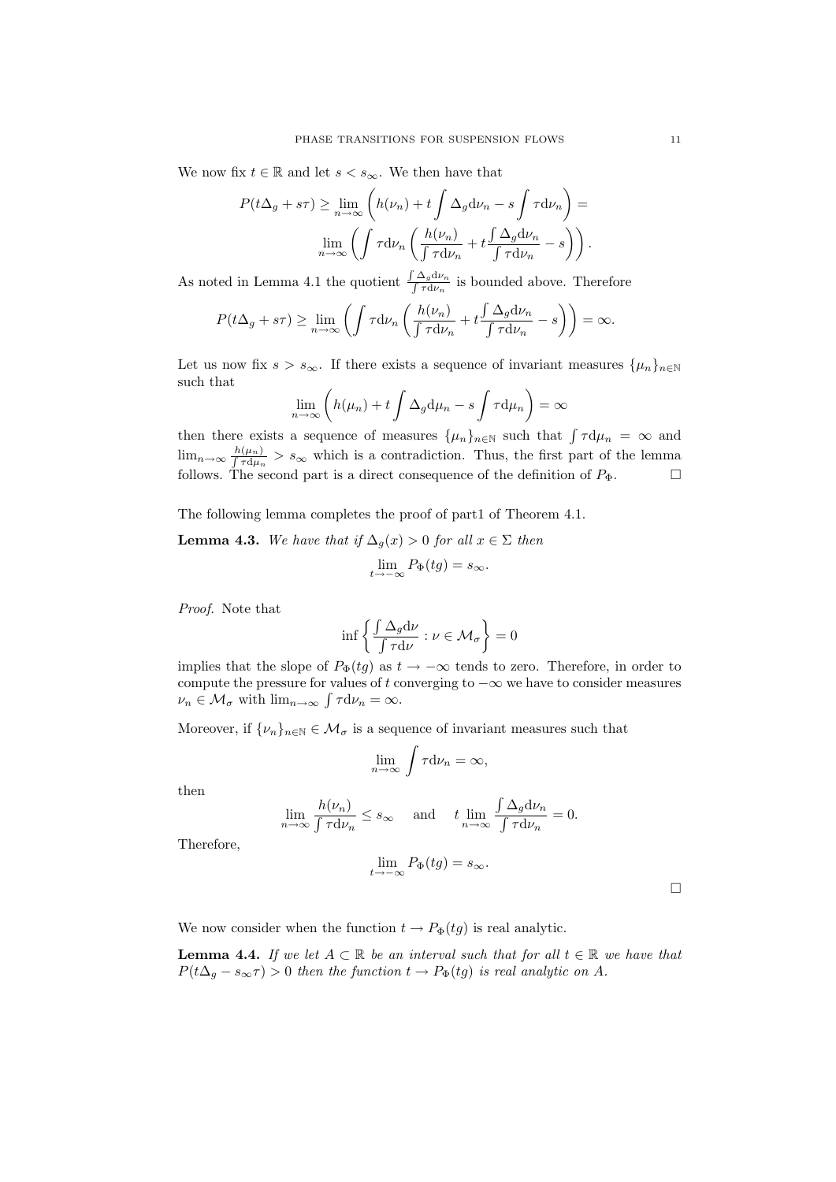We now fix $t \in \mathbb{R}$ and let $s < s_\infty$. We then have that

$$P(t\Delta_g + s\tau) \geq \lim_{n\to\infty} \left( h(\nu_n) + t \int \Delta_g \mathrm{d}\nu_n - s \int \tau \mathrm{d}\nu_n \right) =$$
$$\lim_{n\to\infty} \left( \int \tau \mathrm{d}\nu_n \left( \frac{h(\nu_n)}{\int \tau \mathrm{d}\nu_n} + t \frac{\int \Delta_g \mathrm{d}\nu_n}{\int \tau \mathrm{d}\nu_n} - s \right) \right).$$

As noted in Lemma 4.1 the quotient $\frac{\int \Delta_g \mathrm{d}\nu_n}{\int \tau \mathrm{d}\nu_n}$ is bounded above. Therefore

$$P(t\Delta_g + s\tau) \geq \lim_{n\to\infty} \left( \int \tau \mathrm{d}\nu_n \left( \frac{h(\nu_n)}{\int \tau \mathrm{d}\nu_n} + t \frac{\int \Delta_g \mathrm{d}\nu_n}{\int \tau \mathrm{d}\nu_n} - s \right) \right) = \infty.$$

Let us now fix $s > s_\infty$. If there exists a sequence of invariant measures $\{\mu_n\}_{n\in\mathbb{N}}$ such that

$$\lim_{n\to\infty} \left( h(\mu_n) + t \int \Delta_g \mathrm{d}\mu_n - s \int \tau \mathrm{d}\mu_n \right) = \infty$$

then there exists a sequence of measures $\{\mu_n\}_{n\in\mathbb{N}}$ such that $\int \tau \mathrm{d}\mu_n = \infty$ and $\lim_{n\to\infty} \frac{h(\mu_n)}{\int \tau \mathrm{d}\mu_n} > s_\infty$ which is a contradiction. Thus, the first part of the lemma follows. The second part is a direct consequence of the definition of $P_\Phi$. $\square$

The following lemma completes the proof of part1 of Theorem 4.1.

**Lemma 4.3.** *We have that if $\Delta_g(x) > 0$ for all $x \in \Sigma$ then*

$$\lim_{t\to-\infty} P_\Phi(tg) = s_\infty.$$

*Proof.* Note that

$$\inf \left\{ \frac{\int \Delta_g \mathrm{d}\nu}{\int \tau \mathrm{d}\nu} : \nu \in \mathcal{M}_\sigma \right\} = 0$$

implies that the slope of $P_\Phi(tg)$ as $t \to -\infty$ tends to zero. Therefore, in order to compute the pressure for values of $t$ converging to $-\infty$ we have to consider measures $\nu_n \in \mathcal{M}_\sigma$ with $\lim_{n\to\infty} \int \tau \mathrm{d}\nu_n = \infty$.

Moreover, if $\{\nu_n\}_{n\in\mathbb{N}} \in \mathcal{M}_\sigma$ is a sequence of invariant measures such that

$$\lim_{n\to\infty} \int \tau \mathrm{d}\nu_n = \infty,$$

then

$$\lim_{n\to\infty} \frac{h(\nu_n)}{\int \tau \mathrm{d}\nu_n} \leq s_\infty \quad \text{and} \quad t \lim_{n\to\infty} \frac{\int \Delta_g \mathrm{d}\nu_n}{\int \tau \mathrm{d}\nu_n} = 0.$$

Therefore,

$$\lim_{t\to-\infty} P_\Phi(tg) = s_\infty.$$

$\square$

We now consider when the function $t \to P_\Phi(tg)$ is real analytic.

**Lemma 4.4.** *If we let $A \subset \mathbb{R}$ be an interval such that for all $t \in \mathbb{R}$ we have that $P(t\Delta_g - s_\infty \tau) > 0$ then the function $t \to P_\Phi(tg)$ is real analytic on $A$.*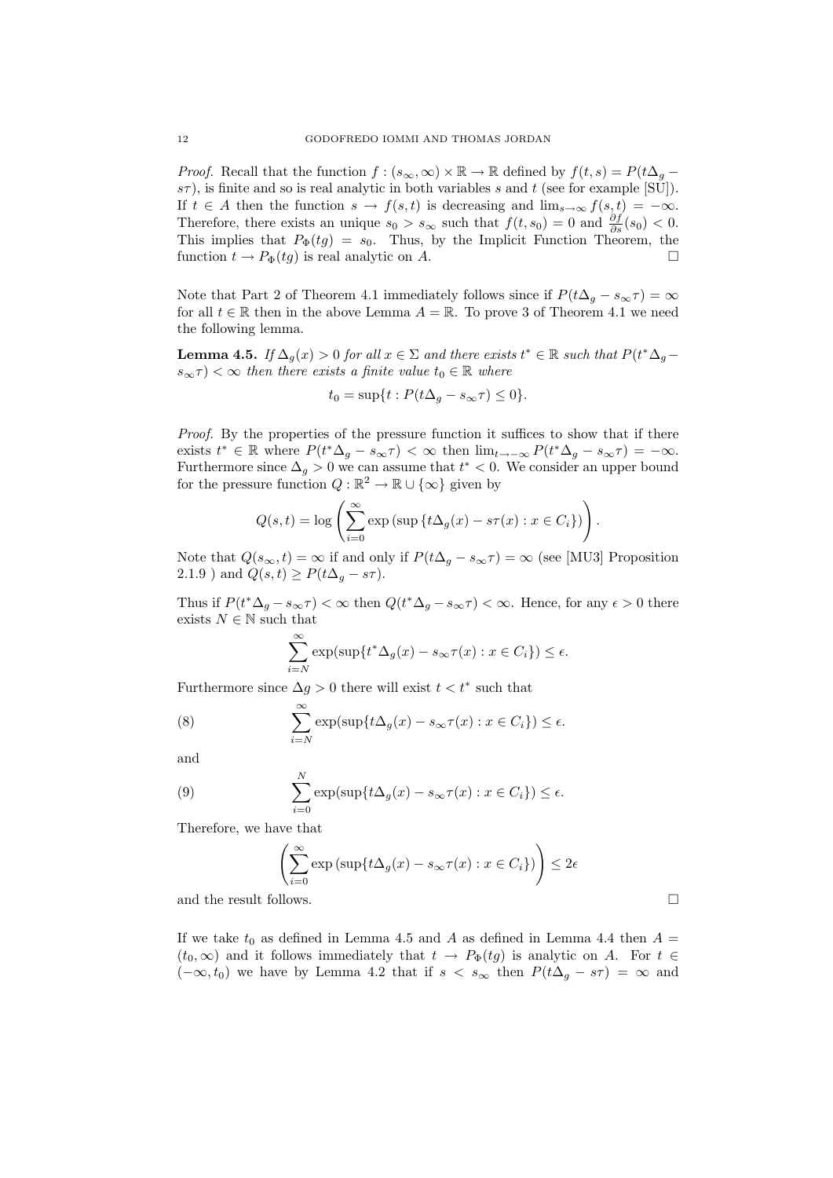*Proof.* Recall that the function $f : (s_\infty, \infty) \times \mathbb{R} \to \mathbb{R}$ defined by $f(t, s) = P(t\Delta_g - s\tau)$, is finite and so is real analytic in both variables $s$ and $t$ (see for example [SU]). If $t \in A$ then the function $s \to f(s, t)$ is decreasing and $\lim_{s\to\infty} f(s, t) = -\infty$. Therefore, there exists an unique $s_0 > s_\infty$ such that $f(t, s_0) = 0$ and $\frac{\partial f}{\partial s}(s_0) < 0$. This implies that $P_\Phi(tg) = s_0$. Thus, by the Implicit Function Theorem, the function $t \to P_\Phi(tg)$ is real analytic on $A$. □

Note that Part 2 of Theorem 4.1 immediately follows since if $P(t\Delta_g - s_\infty\tau) = \infty$ for all $t \in \mathbb{R}$ then in the above Lemma $A = \mathbb{R}$. To prove 3 of Theorem 4.1 we need the following lemma.

**Lemma 4.5.** *If $\Delta_g(x) > 0$ for all $x \in \Sigma$ and there exists $t^* \in \mathbb{R}$ such that $P(t^*\Delta_g - s_\infty\tau) < \infty$ then there exists a finite value $t_0 \in \mathbb{R}$ where*

$$t_0 = \sup\{t : P(t\Delta_g - s_\infty\tau) \leq 0\}.$$

*Proof.* By the properties of the pressure function it suffices to show that if there exists $t^* \in \mathbb{R}$ where $P(t^*\Delta_g - s_\infty\tau) < \infty$ then $\lim_{t\to-\infty} P(t^*\Delta_g - s_\infty\tau) = -\infty$. Furthermore since $\Delta_g > 0$ we can assume that $t^* < 0$. We consider an upper bound for the pressure function $Q : \mathbb{R}^2 \to \mathbb{R} \cup \{\infty\}$ given by

$$Q(s, t) = \log\left(\sum_{i=0}^{\infty} \exp\left(\sup\left\{t\Delta_g(x) - s\tau(x) : x \in C_i\right\}\right)\right).$$

Note that $Q(s_\infty, t) = \infty$ if and only if $P(t\Delta_g - s_\infty\tau) = \infty$ (see [MU3] Proposition 2.1.9 ) and $Q(s, t) \geq P(t\Delta_g - s\tau)$.

Thus if $P(t^*\Delta_g - s_\infty\tau) < \infty$ then $Q(t^*\Delta_g - s_\infty\tau) < \infty$. Hence, for any $\epsilon > 0$ there exists $N \in \mathbb{N}$ such that

$$\sum_{i=N}^{\infty} \exp(\sup\{t^*\Delta_g(x) - s_\infty\tau(x) : x \in C_i\}) \leq \epsilon.$$

Furthermore since $\Delta g > 0$ there will exist $t < t^*$ such that

$$\sum_{i=N}^{\infty} \exp(\sup\{t\Delta_g(x) - s_\infty\tau(x) : x \in C_i\}) \leq \epsilon. \tag{8}$$

and

$$\sum_{i=0}^{N} \exp(\sup\{t\Delta_g(x) - s_\infty\tau(x) : x \in C_i\}) \leq \epsilon. \tag{9}$$

Therefore, we have that

$$\left(\sum_{i=0}^{\infty} \exp\left(\sup\{t\Delta_g(x) - s_\infty\tau(x) : x \in C_i\}\right)\right) \leq 2\epsilon$$

and the result follows. □

If we take $t_0$ as defined in Lemma 4.5 and $A$ as defined in Lemma 4.4 then $A = (t_0, \infty)$ and it follows immediately that $t \to P_\Phi(tg)$ is analytic on $A$. For $t \in (-\infty, t_0)$ we have by Lemma 4.2 that if $s < s_\infty$ then $P(t\Delta_g - s\tau) = \infty$ and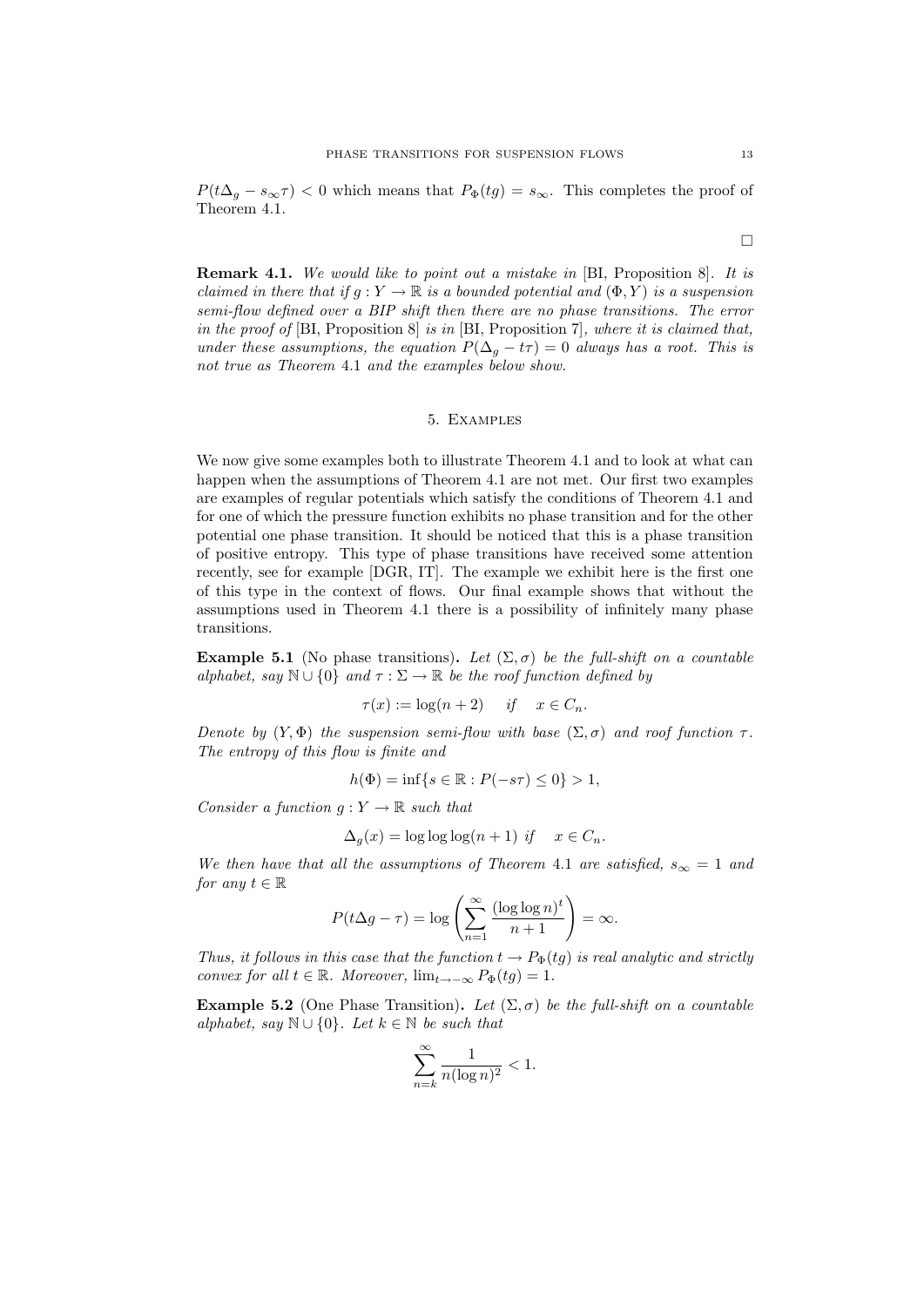$P(t\Delta_g - s_\infty \tau) < 0$ which means that $P_\Phi(tg) = s_\infty$. This completes the proof of Theorem 4.1.

$\square$

**Remark 4.1.** *We would like to point out a mistake in* [BI, Proposition 8]. *It is claimed in there that if $g : Y \to \mathbb{R}$ is a bounded potential and $(\Phi, Y)$ is a suspension semi-flow defined over a BIP shift then there are no phase transitions. The error in the proof of* [BI, Proposition 8] *is in* [BI, Proposition 7], *where it is claimed that, under these assumptions, the equation $P(\Delta_g - t\tau) = 0$ always has a root. This is not true as Theorem* 4.1 *and the examples below show.*

## 5. Examples

We now give some examples both to illustrate Theorem 4.1 and to look at what can happen when the assumptions of Theorem 4.1 are not met. Our first two examples are examples of regular potentials which satisfy the conditions of Theorem 4.1 and for one of which the pressure function exhibits no phase transition and for the other potential one phase transition. It should be noticed that this is a phase transition of positive entropy. This type of phase transitions have received some attention recently, see for example [DGR, IT]. The example we exhibit here is the first one of this type in the context of flows. Our final example shows that without the assumptions used in Theorem 4.1 there is a possibility of infinitely many phase transitions.

**Example 5.1** (No phase transitions)**.** *Let $(\Sigma, \sigma)$ be the full-shift on a countable alphabet, say $\mathbb{N} \cup \{0\}$ and $\tau : \Sigma \to \mathbb{R}$ be the roof function defined by*

$$\tau(x) := \log(n+2) \quad \text{ if } \quad x \in C_n.$$

*Denote by $(Y, \Phi)$ the suspension semi-flow with base $(\Sigma, \sigma)$ and roof function $\tau$. The entropy of this flow is finite and*

$$h(\Phi) = \inf\{s \in \mathbb{R} : P(-s\tau) \leq 0\} > 1,$$

*Consider a function $g : Y \to \mathbb{R}$ such that*

$$\Delta_g(x) = \log\log\log(n+1) \text{ if } \quad x \in C_n.$$

*We then have that all the assumptions of Theorem* 4.1 *are satisfied, $s_\infty = 1$ and for any $t \in \mathbb{R}$*

$$P(t\Delta g - \tau) = \log\left(\sum_{n=1}^{\infty} \frac{(\log\log n)^t}{n+1}\right) = \infty.$$

*Thus, it follows in this case that the function $t \to P_\Phi(tg)$ is real analytic and strictly convex for all $t \in \mathbb{R}$. Moreover, $\lim_{t \to -\infty} P_\Phi(tg) = 1$.*

**Example 5.2** (One Phase Transition)**.** *Let $(\Sigma, \sigma)$ be the full-shift on a countable alphabet, say $\mathbb{N} \cup \{0\}$. Let $k \in \mathbb{N}$ be such that*

$$\sum_{n=k}^{\infty} \frac{1}{n(\log n)^2} < 1.$$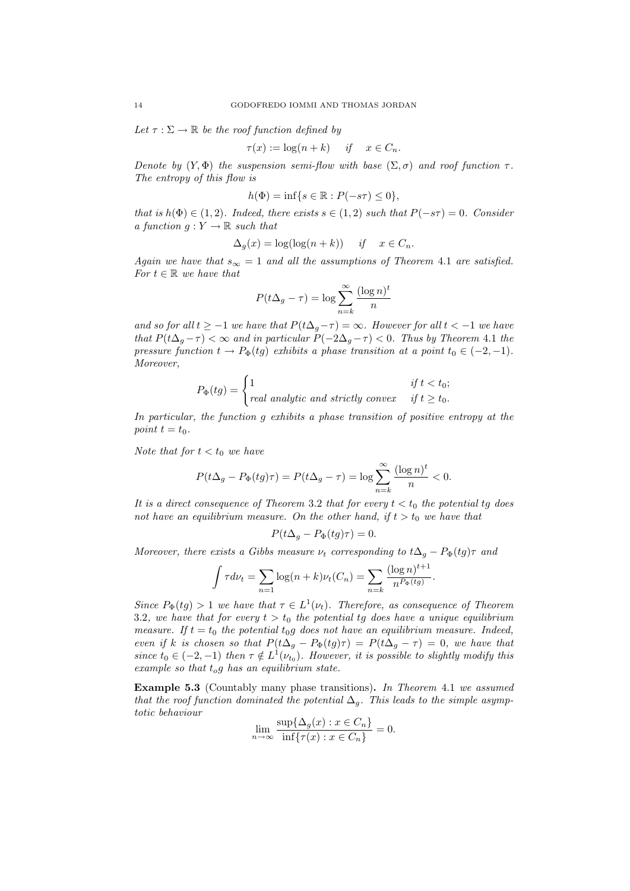*Let $\tau : \Sigma \to \mathbb{R}$ be the roof function defined by*

$$\tau(x) := \log(n+k) \quad \text{if} \quad x \in C_n.$$

*Denote by $(Y, \Phi)$ the suspension semi-flow with base $(\Sigma, \sigma)$ and roof function $\tau$. The entropy of this flow is*

$$h(\Phi) = \inf\{s \in \mathbb{R} : P(-s\tau) \leq 0\},$$

*that is $h(\Phi) \in (1, 2)$. Indeed, there exists $s \in (1, 2)$ such that $P(-s\tau) = 0$. Consider a function $g : Y \to \mathbb{R}$ such that*

$$\Delta_g(x) = \log(\log(n+k)) \quad \text{if} \quad x \in C_n.$$

*Again we have that $s_\infty = 1$ and all the assumptions of Theorem 4.1 are satisfied. For $t \in \mathbb{R}$ we have that*

$$P(t\Delta_g - \tau) = \log \sum_{n=k}^{\infty} \frac{(\log n)^t}{n}$$

*and so for all $t \geq -1$ we have that $P(t\Delta_g - \tau) = \infty$. However for all $t < -1$ we have that $P(t\Delta_g - \tau) < \infty$ and in particular $P(-2\Delta_g - \tau) < 0$. Thus by Theorem 4.1 the pressure function $t \to P_\Phi(tg)$ exhibits a phase transition at a point $t_0 \in (-2, -1)$. Moreover,*

$$P_\Phi(tg) = \begin{cases} 1 & \text{if } t < t_0; \\ \text{real analytic and strictly convex} & \text{if } t \geq t_0. \end{cases}$$

*In particular, the function $g$ exhibits a phase transition of positive entropy at the point $t = t_0$.*

*Note that for $t < t_0$ we have*

$$P(t\Delta_g - P_\Phi(tg)\tau) = P(t\Delta_g - \tau) = \log \sum_{n=k}^{\infty} \frac{(\log n)^t}{n} < 0.$$

*It is a direct consequence of Theorem 3.2 that for every $t < t_0$ the potential $tg$ does not have an equilibrium measure. On the other hand, if $t > t_0$ we have that*

$$P(t\Delta_g - P_\Phi(tg)\tau) = 0.$$

*Moreover, there exists a Gibbs measure $\nu_t$ corresponding to $t\Delta_g - P_\Phi(tg)\tau$ and*

$$\int \tau d\nu_t = \sum_{n=1} \log(n+k)\nu_t(C_n) = \sum_{n=k} \frac{(\log n)^{t+1}}{n^{P_\Phi(tg)}}.$$

*Since $P_\Phi(tg) > 1$ we have that $\tau \in L^1(\nu_t)$. Therefore, as consequence of Theorem 3.2, we have that for every $t > t_0$ the potential $tg$ does have a unique equilibrium measure. If $t = t_0$ the potential $t_0 g$ does not have an equilibrium measure. Indeed, even if $k$ is chosen so that $P(t\Delta_g - P_\Phi(tg)\tau) = P(t\Delta_g - \tau) = 0$, we have that since $t_0 \in (-2, -1)$ then $\tau \notin L^1(\nu_{t_0})$. However, it is possible to slightly modify this example so that $t_o g$ has an equilibrium state.*

**Example 5.3** (Countably many phase transitions)**.** *In Theorem 4.1 we assumed that the roof function dominated the potential $\Delta_g$. This leads to the simple asymptotic behaviour*

$$\lim_{n \to \infty} \frac{\sup\{\Delta_g(x) : x \in C_n\}}{\inf\{\tau(x) : x \in C_n\}} = 0.$$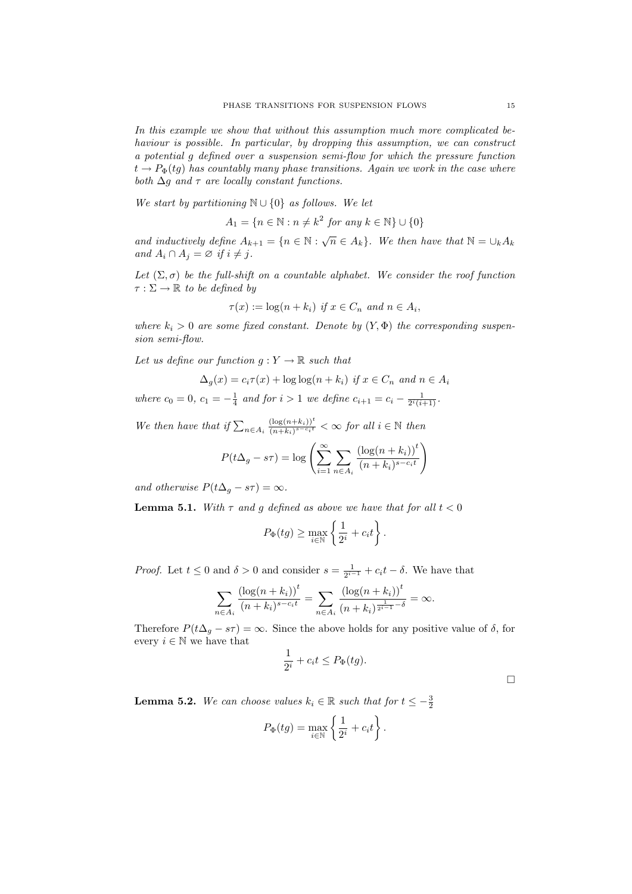*In this example we show that without this assumption much more complicated behaviour is possible. In particular, by dropping this assumption, we can construct a potential $g$ defined over a suspension semi-flow for which the pressure function $t \to P_\Phi(tg)$ has countably many phase transitions. Again we work in the case where both $\Delta g$ and $\tau$ are locally constant functions.*

*We start by partitioning $\mathbb{N} \cup \{0\}$ as follows. We let*

$$A_1 = \{n \in \mathbb{N} : n \neq k^2 \text{ for any } k \in \mathbb{N}\} \cup \{0\}$$

*and inductively define $A_{k+1} = \{n \in \mathbb{N} : \sqrt{n} \in A_k\}$. We then have that $\mathbb{N} = \cup_k A_k$ and $A_i \cap A_j = \varnothing$ if $i \neq j$.*

*Let $(\Sigma, \sigma)$ be the full-shift on a countable alphabet. We consider the roof function $\tau : \Sigma \to \mathbb{R}$ to be defined by*

$$\tau(x) := \log(n + k_i) \text{ if } x \in C_n \text{ and } n \in A_i,$$

*where $k_i > 0$ are some fixed constant. Denote by $(Y, \Phi)$ the corresponding suspension semi-flow.*

*Let us define our function $g : Y \to \mathbb{R}$ such that*

$$\Delta_g(x) = c_i \tau(x) + \log\log(n + k_i) \text{ if } x \in C_n \text{ and } n \in A_i$$

*where $c_0 = 0$, $c_1 = -\frac{1}{4}$ and for $i > 1$ we define $c_{i+1} = c_i - \frac{1}{2^i(i+1)}$.*

*We then have that if $\sum_{n \in A_i} \frac{(\log(n+k_i))^t}{(n+k_i)^{s-c_i t}} < \infty$ for all $i \in \mathbb{N}$ then*

$$P(t\Delta_g - s\tau) = \log\left(\sum_{i=1}^{\infty} \sum_{n \in A_i} \frac{(\log(n + k_i))^t}{(n + k_i)^{s - c_i t}}\right)$$

*and otherwise $P(t\Delta_g - s\tau) = \infty$.*

**Lemma 5.1.** *With $\tau$ and $g$ defined as above we have that for all $t < 0$*

$$P_\Phi(tg) \geq \max_{i \in \mathbb{N}} \left\{ \frac{1}{2^i} + c_i t \right\}.$$

*Proof.* Let $t \leq 0$ and $\delta > 0$ and consider $s = \frac{1}{2^{i-1}} + c_i t - \delta$. We have that

$$\sum_{n \in A_i} \frac{(\log(n + k_i))^t}{(n + k_i)^{s - c_i t}} = \sum_{n \in A_i} \frac{(\log(n + k_i))^t}{(n + k_i)^{\frac{1}{2^{i-1}} - \delta}} = \infty.$$

Therefore $P(t\Delta_g - s\tau) = \infty$. Since the above holds for any positive value of $\delta$, for every $i \in \mathbb{N}$ we have that

$$\frac{1}{2^i} + c_i t \leq P_\Phi(tg).$$

□

**Lemma 5.2.** *We can choose values $k_i \in \mathbb{R}$ such that for $t \leq -\frac{3}{2}$*

$$P_\Phi(tg) = \max_{i \in \mathbb{N}} \left\{ \frac{1}{2^i} + c_i t \right\}.$$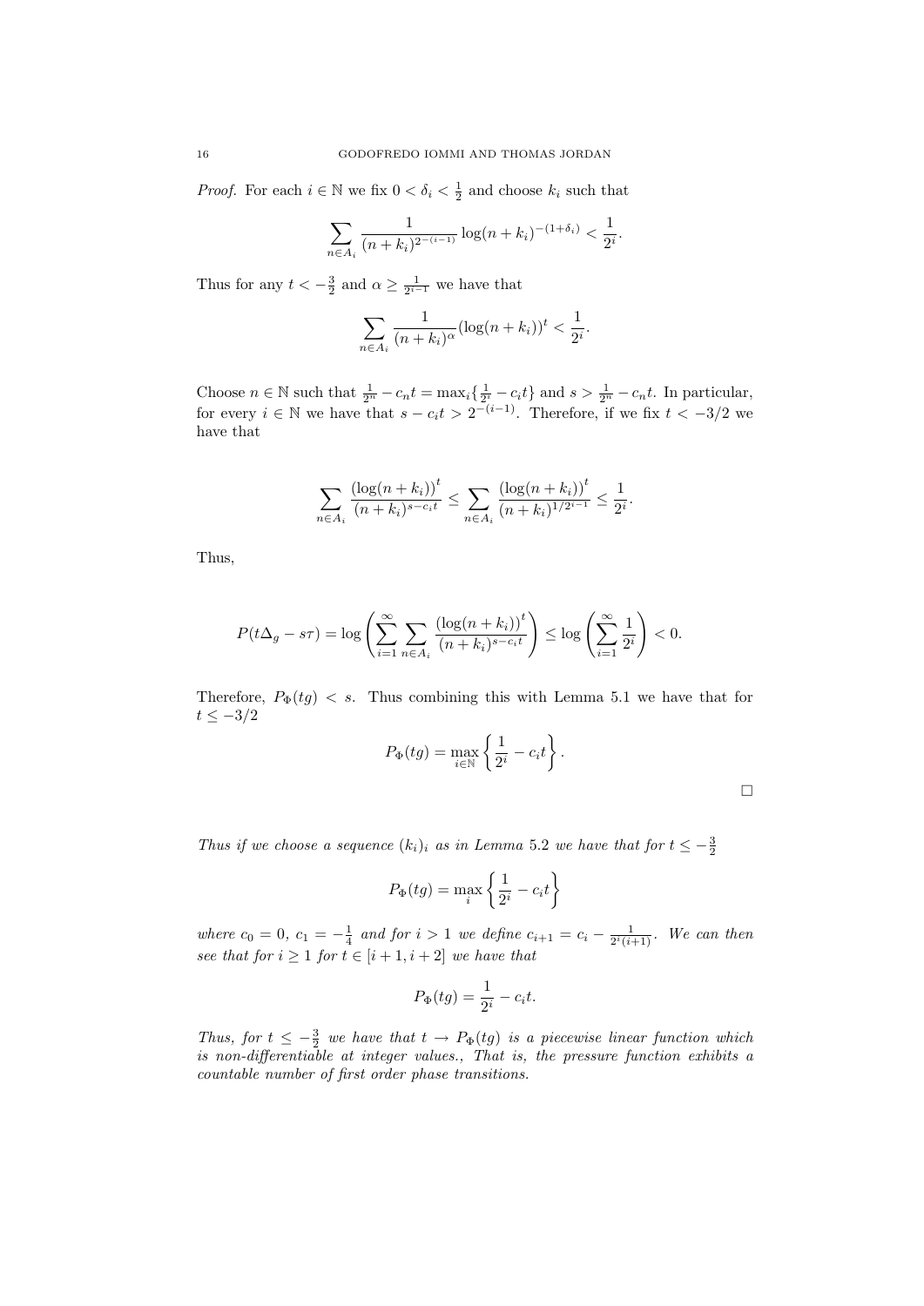*Proof.* For each $i \in \mathbb{N}$ we fix $0 < \delta_i < \frac{1}{2}$ and choose $k_i$ such that

$$\sum_{n \in A_i} \frac{1}{(n+k_i)^{2^{-(i-1)}}} \log(n+k_i)^{-(1+\delta_i)} < \frac{1}{2^i}.$$

Thus for any $t < -\frac{3}{2}$ and $\alpha \geq \frac{1}{2^{i-1}}$ we have that

$$\sum_{n \in A_i} \frac{1}{(n+k_i)^{\alpha}} (\log(n+k_i))^t < \frac{1}{2^i}.$$

Choose $n \in \mathbb{N}$ such that $\frac{1}{2^n} - c_n t = \max_i \{\frac{1}{2^i} - c_i t\}$ and $s > \frac{1}{2^n} - c_n t$. In particular, for every $i \in \mathbb{N}$ we have that $s - c_i t > 2^{-(i-1)}$. Therefore, if we fix $t < -3/2$ we have that

$$\sum_{n \in A_i} \frac{\left(\log(n+k_i)\right)^t}{(n+k_i)^{s-c_i t}} \leq \sum_{n \in A_i} \frac{\left(\log(n+k_i)\right)^t}{(n+k_i)^{1/2^{i-1}}} \leq \frac{1}{2^i}.$$

Thus,

$$P(t\Delta_g - s\tau) = \log\left(\sum_{i=1}^{\infty} \sum_{n \in A_i} \frac{\left(\log(n+k_i)\right)^t}{(n+k_i)^{s-c_i t}}\right) \leq \log\left(\sum_{i=1}^{\infty} \frac{1}{2^i}\right) < 0.$$

Therefore, $P_\Phi(tg) < s$. Thus combining this with Lemma 5.1 we have that for $t \leq -3/2$

$$P_\Phi(tg) = \max_{i \in \mathbb{N}} \left\{ \frac{1}{2^i} - c_i t \right\}.$$

□

*Thus if we choose a sequence $(k_i)_i$ as in Lemma 5.2 we have that for $t \leq -\frac{3}{2}$*

$$P_\Phi(tg) = \max_i \left\{ \frac{1}{2^i} - c_i t \right\}$$

*where $c_0 = 0$, $c_1 = -\frac{1}{4}$ and for $i > 1$ we define $c_{i+1} = c_i - \frac{1}{2^i(i+1)}$. We can then see that for $i \geq 1$ for $t \in [i+1, i+2]$ we have that*

$$P_\Phi(tg) = \frac{1}{2^i} - c_i t.$$

*Thus, for $t \leq -\frac{3}{2}$ we have that $t \to P_\Phi(tg)$ is a piecewise linear function which is non-differentiable at integer values., That is, the pressure function exhibits a countable number of first order phase transitions.*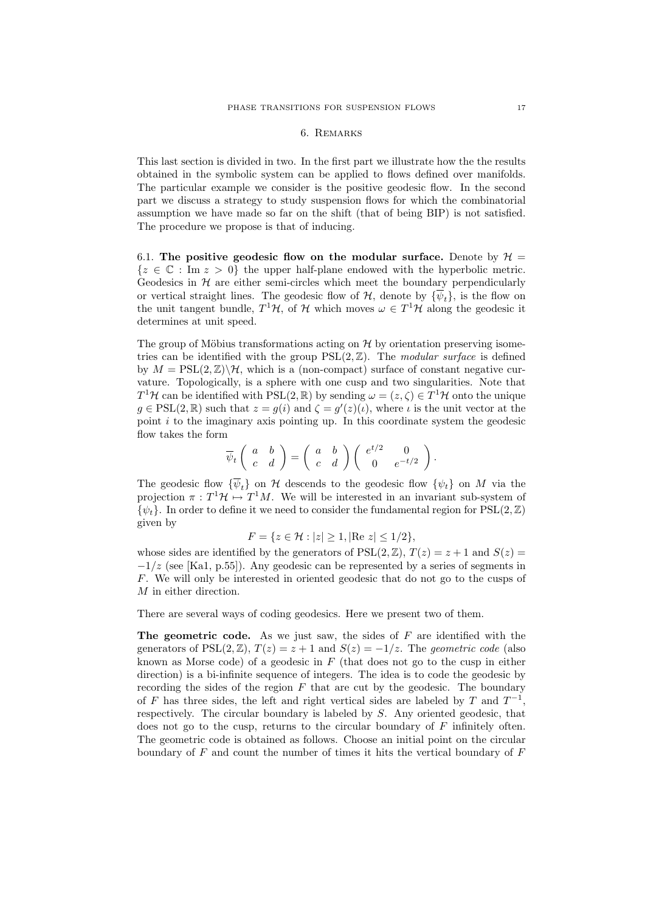## 6. Remarks

This last section is divided in two. In the first part we illustrate how the the results obtained in the symbolic system can be applied to flows defined over manifolds. The particular example we consider is the positive geodesic flow. In the second part we discuss a strategy to study suspension flows for which the combinatorial assumption we have made so far on the shift (that of being BIP) is not satisfied. The procedure we propose is that of inducing.

6.1. **The positive geodesic flow on the modular surface.** Denote by $\mathcal{H} = \{z \in \mathbb{C} : \text{Im } z > 0\}$ the upper half-plane endowed with the hyperbolic metric. Geodesics in $\mathcal{H}$ are either semi-circles which meet the boundary perpendicularly or vertical straight lines. The geodesic flow of $\mathcal{H}$, denote by $\{\overline{\psi}_t\}$, is the flow on the unit tangent bundle, $T^1\mathcal{H}$, of $\mathcal{H}$ which moves $\omega \in T^1\mathcal{H}$ along the geodesic it determines at unit speed.

The group of Möbius transformations acting on $\mathcal{H}$ by orientation preserving isometries can be identified with the group $\text{PSL}(2, \mathbb{Z})$. The *modular surface* is defined by $M = \text{PSL}(2, \mathbb{Z}) \backslash \mathcal{H}$, which is a (non-compact) surface of constant negative curvature. Topologically, is a sphere with one cusp and two singularities. Note that $T^1\mathcal{H}$ can be identified with $\text{PSL}(2, \mathbb{R})$ by sending $\omega = (z, \zeta) \in T^1\mathcal{H}$ onto the unique $g \in \text{PSL}(2, \mathbb{R})$ such that $z = g(i)$ and $\zeta = g'(z)(\iota)$, where $\iota$ is the unit vector at the point $i$ to the imaginary axis pointing up. In this coordinate system the geodesic flow takes the form

$$\overline{\psi}_t \begin{pmatrix} a & b \\ c & d \end{pmatrix} = \begin{pmatrix} a & b \\ c & d \end{pmatrix} \begin{pmatrix} e^{t/2} & 0 \\ 0 & e^{-t/2} \end{pmatrix}.$$

The geodesic flow $\{\overline{\psi}_t\}$ on $\mathcal{H}$ descends to the geodesic flow $\{\psi_t\}$ on $M$ via the projection $\pi : T^1\mathcal{H} \mapsto T^1M$. We will be interested in an invariant sub-system of $\{\psi_t\}$. In order to define it we need to consider the fundamental region for $\text{PSL}(2, \mathbb{Z})$ given by

$$F = \{z \in \mathcal{H} : |z| \geq 1, |\text{Re } z| \leq 1/2\},$$

whose sides are identified by the generators of $\text{PSL}(2, \mathbb{Z})$, $T(z) = z + 1$ and $S(z) = -1/z$ (see [Ka1, p.55]). Any geodesic can be represented by a series of segments in $F$. We will only be interested in oriented geodesic that do not go to the cusps of $M$ in either direction.

There are several ways of coding geodesics. Here we present two of them.

**The geometric code.** As we just saw, the sides of $F$ are identified with the generators of $\text{PSL}(2, \mathbb{Z})$, $T(z) = z + 1$ and $S(z) = -1/z$. The *geometric code* (also known as Morse code) of a geodesic in $F$ (that does not go to the cusp in either direction) is a bi-infinite sequence of integers. The idea is to code the geodesic by recording the sides of the region $F$ that are cut by the geodesic. The boundary of $F$ has three sides, the left and right vertical sides are labeled by $T$ and $T^{-1}$, respectively. The circular boundary is labeled by $S$. Any oriented geodesic, that does not go to the cusp, returns to the circular boundary of $F$ infinitely often. The geometric code is obtained as follows. Choose an initial point on the circular boundary of $F$ and count the number of times it hits the vertical boundary of $F$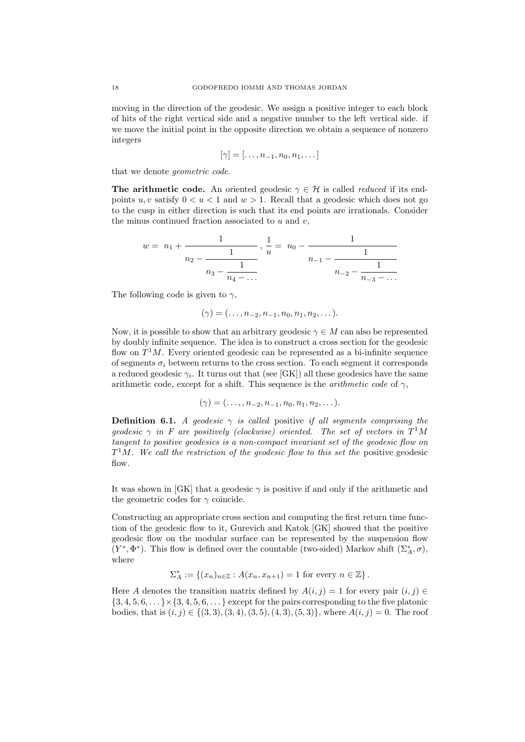moving in the direction of the geodesic. We assign a positive integer to each block of hits of the right vertical side and a negative number to the left vertical side. if we move the initial point in the opposite direction we obtain a sequence of nonzero integers

$$[\gamma] = [\dots, n_{-1}, n_0, n_1, \dots]$$

that we denote *geometric code*.

**The arithmetic code.** An oriented geodesic $\gamma \in \mathcal{H}$ is called *reduced* if its end-points $u, v$ satisfy $0 < u < 1$ and $w > 1$. Recall that a geodesic which does not go to the cusp in either direction is such that its end points are irrationals. Consider the minus continued fraction associated to $u$ and $v$,

$$w = n_1 + \cfrac{1}{n_2 - \cfrac{1}{n_3 - \cfrac{1}{n_4 - \dots}}}, \quad \frac{1}{u} = n_0 - \cfrac{1}{n_{-1} - \cfrac{1}{n_{-2} - \cfrac{1}{n_{-3} - \dots}}}$$

The following code is given to $\gamma$,

$$(\gamma) = (\dots, n_{-2}, n_{-1}, n_0, n_1, n_2, \dots).$$

Now, it is possible to show that an arbitrary geodesic $\gamma \in M$ can also be represented by doubly infinite sequence. The idea is to construct a cross section for the geodesic flow on $T^1M$. Every oriented geodesic can be represented as a bi-infinite sequence of segments $\sigma_i$ between returns to the cross section. To each segment it corresponds a reduced geodesic $\gamma_i$. It turns out that (see [GK]) all these geodesics have the same arithmetic code, except for a shift. This sequence is the *arithmetic code* of $\gamma$,

$$(\gamma) = (\dots, n_{-2}, n_{-1}, n_0, n_1, n_2, \dots).$$

**Definition 6.1.** *A geodesic $\gamma$ is called* positive *if all segments comprising the geodesic $\gamma$ in $F$ are positively (clockwise) oriented. The set of vectors in $T^1M$ tangent to positive geodesics is a non-compact invariant set of the geodesic flow on $T^1M$. We call the restriction of the geodesic flow to this set the* positive geodesic flow.

It was shown in [GK] that a geodesic $\gamma$ is positive if and only if the arithmetic and the geometric codes for $\gamma$ coincide.

Constructing an appropriate cross section and computing the first return time function of the geodesic flow to it, Gurevich and Katok [GK] showed that the positive geodesic flow on the modular surface can be represented by the suspension flow $(Y^*, \Phi^*)$. This flow is defined over the countable (two-sided) Markov shift $(\Sigma_A^*, \sigma)$, where

$$\Sigma_A^* := \{(x_n)_{n \in \mathbb{Z}} : A(x_n, x_{n+1}) = 1 \text{ for every } n \in \mathbb{Z}\}.$$

Here $A$ denotes the transition matrix defined by $A(i,j) = 1$ for every pair $(i,j) \in \{3,4,5,6,\dots\} \times \{3,4,5,6,\dots\}$ except for the pairs corresponding to the five platonic bodies, that is $(i,j) \in \{(3,3),(3,4),(3,5),(4,3),(5,3)\}$, where $A(i,j) = 0$. The roof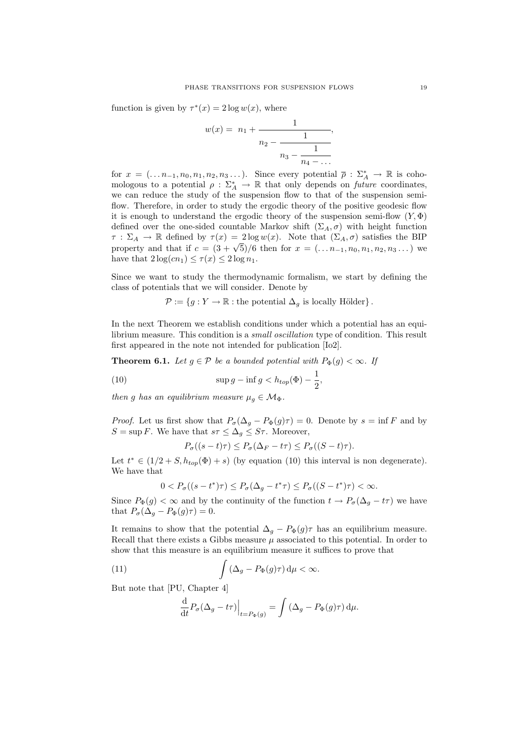function is given by $\tau^*(x) = 2 \log w(x)$, where

$$w(x) = n_1 + \cfrac{1}{n_2 - \cfrac{1}{n_3 - \cfrac{1}{n_4 - \dots}}},$$

for $x = (\dots n_{-1}, n_0, n_1, n_2, n_3 \dots)$. Since every potential $\overline{\rho} : \Sigma_A^* \to \mathbb{R}$ is cohomologous to a potential $\rho : \Sigma_A^* \to \mathbb{R}$ that only depends on *future* coordinates, we can reduce the study of the suspension flow to that of the suspension semi-flow. Therefore, in order to study the ergodic theory of the positive geodesic flow it is enough to understand the ergodic theory of the suspension semi-flow $(Y, \Phi)$ defined over the one-sided countable Markov shift $(\Sigma_A, \sigma)$ with height function $\tau : \Sigma_A \to \mathbb{R}$ defined by $\tau(x) = 2 \log w(x)$. Note that $(\Sigma_A, \sigma)$ satisfies the BIP property and that if $c = (3 + \sqrt{5})/6$ then for $x = (\dots n_{-1}, n_0, n_1, n_2, n_3 \dots)$ we have that $2 \log(cn_1) \leq \tau(x) \leq 2 \log n_1$.

Since we want to study the thermodynamic formalism, we start by defining the class of potentials that we will consider. Denote by

$$\mathcal{P} := \{ g : Y \to \mathbb{R} : \text{the potential } \Delta_g \text{ is locally Hölder} \}.$$

In the next Theorem we establish conditions under which a potential has an equilibrium measure. This condition is a *small oscillation* type of condition. This result first appeared in the note not intended for publication [Io2].

**Theorem 6.1.** *Let $g \in \mathcal{P}$ be a bounded potential with $P_\Phi(g) < \infty$. If*

$$\sup g - \inf g < h_{top}(\Phi) - \frac{1}{2}, \tag{10}$$

*then $g$ has an equilibrium measure $\mu_g \in \mathcal{M}_\Phi$.*

*Proof.* Let us first show that $P_\sigma(\Delta_g - P_\Phi(g)\tau) = 0$. Denote by $s = \inf F$ and by $S = \sup F$. We have that $s\tau \leq \Delta_g \leq S\tau$. Moreover,

$$P_\sigma((s-t)\tau) \leq P_\sigma(\Delta_F - t\tau) \leq P_\sigma((S-t)\tau).$$

Let $t^* \in (1/2 + S, h_{top}(\Phi) + s)$ (by equation (10) this interval is non degenerate). We have that

$$0 < P_\sigma((s-t^*)\tau) \leq P_\sigma(\Delta_g - t^*\tau) \leq P_\sigma((S-t^*)\tau) < \infty.$$

Since $P_\Phi(g) < \infty$ and by the continuity of the function $t \to P_\sigma(\Delta_g - t\tau)$ we have that $P_\sigma(\Delta_g - P_\Phi(g)\tau) = 0$.

It remains to show that the potential $\Delta_g - P_\Phi(g)\tau$ has an equilibrium measure. Recall that there exists a Gibbs measure $\mu$ associated to this potential. In order to show that this measure is an equilibrium measure it suffices to prove that

$$\int (\Delta_g - P_\Phi(g)\tau) \, \mathrm{d}\mu < \infty. \tag{11}$$

But note that [PU, Chapter 4]

$$\frac{\mathrm{d}}{\mathrm{d}t} P_\sigma(\Delta_g - t\tau)\Big|_{t=P_\Phi(g)} = \int (\Delta_g - P_\Phi(g)\tau) \, \mathrm{d}\mu.$$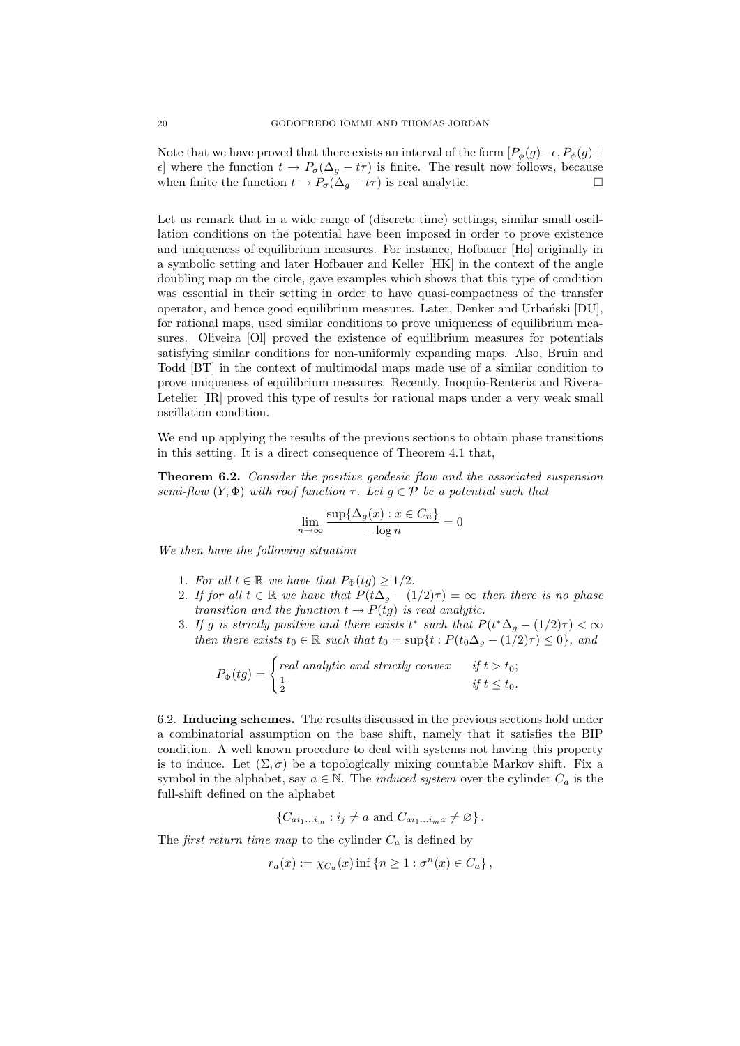Note that we have proved that there exists an interval of the form $[P_\phi(g)-\epsilon, P_\phi(g)+\epsilon]$ where the function $t \to P_\sigma(\Delta_g - t\tau)$ is finite. The result now follows, because when finite the function $t \to P_\sigma(\Delta_g - t\tau)$ is real analytic. □

Let us remark that in a wide range of (discrete time) settings, similar small oscillation conditions on the potential have been imposed in order to prove existence and uniqueness of equilibrium measures. For instance, Hofbauer [Ho] originally in a symbolic setting and later Hofbauer and Keller [HK] in the context of the angle doubling map on the circle, gave examples which shows that this type of condition was essential in their setting in order to have quasi-compactness of the transfer operator, and hence good equilibrium measures. Later, Denker and Urbański [DU], for rational maps, used similar conditions to prove uniqueness of equilibrium measures. Oliveira [Ol] proved the existence of equilibrium measures for potentials satisfying similar conditions for non-uniformly expanding maps. Also, Bruin and Todd [BT] in the context of multimodal maps made use of a similar condition to prove uniqueness of equilibrium measures. Recently, Inoquio-Renteria and Rivera-Letelier [IR] proved this type of results for rational maps under a very weak small oscillation condition.

We end up applying the results of the previous sections to obtain phase transitions in this setting. It is a direct consequence of Theorem 4.1 that,

**Theorem 6.2.** *Consider the positive geodesic flow and the associated suspension semi-flow $(Y, \Phi)$ with roof function $\tau$. Let $g \in \mathcal{P}$ be a potential such that*

$$\lim_{n\to\infty} \frac{\sup\{\Delta_g(x) : x \in C_n\}}{-\log n} = 0$$

*We then have the following situation*

1. *For all $t \in \mathbb{R}$ we have that $P_\Phi(tg) \geq 1/2$.*
2. *If for all $t \in \mathbb{R}$ we have that $P(t\Delta_g - (1/2)\tau) = \infty$ then there is no phase transition and the function $t \to P(tg)$ is real analytic.*
3. *If $g$ is strictly positive and there exists $t^*$ such that $P(t^*\Delta_g - (1/2)\tau) < \infty$ then there exists $t_0 \in \mathbb{R}$ such that $t_0 = \sup\{t : P(t_0\Delta_g - (1/2)\tau) \leq 0\}$, and*

$$P_\Phi(tg) = \begin{cases} \text{real analytic and strictly convex} & \text{if } t > t_0; \\ \frac{1}{2} & \text{if } t \leq t_0. \end{cases}$$

6.2. **Inducing schemes.** The results discussed in the previous sections hold under a combinatorial assumption on the base shift, namely that it satisfies the BIP condition. A well known procedure to deal with systems not having this property is to induce. Let $(\Sigma, \sigma)$ be a topologically mixing countable Markov shift. Fix a symbol in the alphabet, say $a \in \mathbb{N}$. The *induced system* over the cylinder $C_a$ is the full-shift defined on the alphabet

$$\{C_{ai_1\ldots i_m} : i_j \neq a \text{ and } C_{ai_1\ldots i_m a} \neq \varnothing\}.$$

The *first return time map* to the cylinder $C_a$ is defined by

$$r_a(x) := \chi_{C_a}(x) \inf\{n \geq 1 : \sigma^n(x) \in C_a\},$$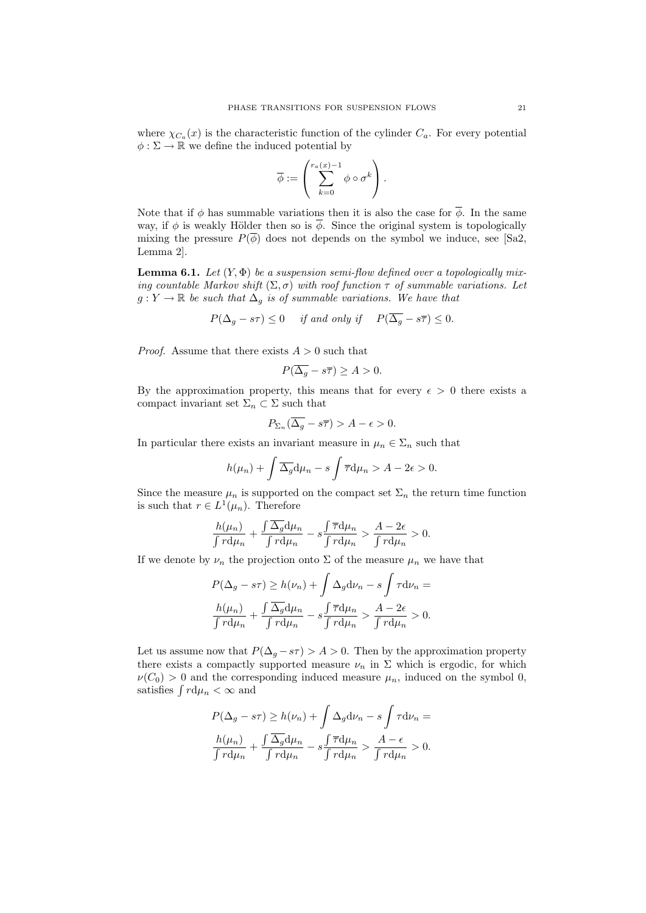where $\chi_{C_a}(x)$ is the characteristic function of the cylinder $C_a$. For every potential $\phi : \Sigma \to \mathbb{R}$ we define the induced potential by

$$\overline{\phi} := \left( \sum_{k=0}^{r_a(x)-1} \phi \circ \sigma^k \right).$$

Note that if $\phi$ has summable variations then it is also the case for $\overline{\phi}$. In the same way, if $\phi$ is weakly Hölder then so is $\overline{\phi}$. Since the original system is topologically mixing the pressure $P(\overline{\phi})$ does not depends on the symbol we induce, see [Sa2, Lemma 2].

**Lemma 6.1.** *Let $(Y, \Phi)$ be a suspension semi-flow defined over a topologically mixing countable Markov shift $(\Sigma, \sigma)$ with roof function $\tau$ of summable variations. Let $g : Y \to \mathbb{R}$ be such that $\Delta_g$ is of summable variations. We have that*

$$P(\Delta_g - s\tau) \leq 0 \quad \text{ if and only if } \quad P(\overline{\Delta_g} - s\overline{\tau}) \leq 0.$$

*Proof.* Assume that there exists $A > 0$ such that

$$P(\overline{\Delta_g} - s\overline{\tau}) \geq A > 0.$$

By the approximation property, this means that for every $\epsilon > 0$ there exists a compact invariant set $\Sigma_n \subset \Sigma$ such that

$$P_{\Sigma_n}(\overline{\Delta_g} - s\overline{\tau}) > A - \epsilon > 0.$$

In particular there exists an invariant measure in $\mu_n \in \Sigma_n$ such that

$$h(\mu_n) + \int \overline{\Delta_g} \mathrm{d}\mu_n - s \int \overline{\tau} \mathrm{d}\mu_n > A - 2\epsilon > 0.$$

Since the measure $\mu_n$ is supported on the compact set $\Sigma_n$ the return time function is such that $r \in L^1(\mu_n)$. Therefore

$$\frac{h(\mu_n)}{\int r \mathrm{d}\mu_n} + \frac{\int \overline{\Delta_g} \mathrm{d}\mu_n}{\int r \mathrm{d}\mu_n} - s\frac{\int \overline{\tau} \mathrm{d}\mu_n}{\int r \mathrm{d}\mu_n} > \frac{A - 2\epsilon}{\int r \mathrm{d}\mu_n} > 0.$$

If we denote by $\nu_n$ the projection onto $\Sigma$ of the measure $\mu_n$ we have that

$$P(\Delta_g - s\tau) \geq h(\nu_n) + \int \Delta_g \mathrm{d}\nu_n - s \int \tau \mathrm{d}\nu_n =$$

$$\frac{h(\mu_n)}{\int r \mathrm{d}\mu_n} + \frac{\int \overline{\Delta_g} \mathrm{d}\mu_n}{\int r \mathrm{d}\mu_n} - s\frac{\int \overline{\tau} \mathrm{d}\mu_n}{\int r \mathrm{d}\mu_n} > \frac{A - 2\epsilon}{\int r \mathrm{d}\mu_n} > 0.$$

Let us assume now that $P(\Delta_g - s\tau) > A > 0$. Then by the approximation property there exists a compactly supported measure $\nu_n$ in $\Sigma$ which is ergodic, for which $\nu(C_0) > 0$ and the corresponding induced measure $\mu_n$, induced on the symbol 0, satisfies $\int r \mathrm{d}\mu_n < \infty$ and

$$P(\Delta_g - s\tau) \geq h(\nu_n) + \int \Delta_g \mathrm{d}\nu_n - s \int \tau \mathrm{d}\nu_n =$$

$$\frac{h(\mu_n)}{\int r \mathrm{d}\mu_n} + \frac{\int \overline{\Delta_g} \mathrm{d}\mu_n}{\int r \mathrm{d}\mu_n} - s\frac{\int \overline{\tau} \mathrm{d}\mu_n}{\int r \mathrm{d}\mu_n} > \frac{A - \epsilon}{\int r \mathrm{d}\mu_n} > 0.$$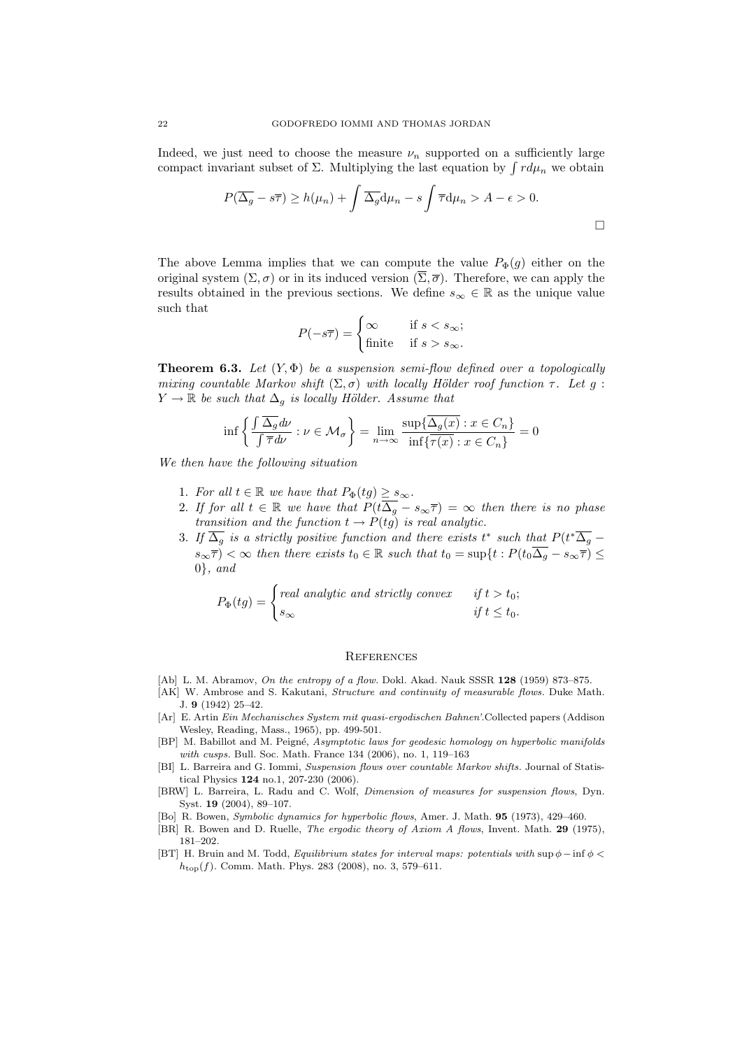Indeed, we just need to choose the measure $\nu_n$ supported on a sufficiently large compact invariant subset of $\Sigma$. Multiplying the last equation by $\int r d\mu_n$ we obtain

$$P(\overline{\Delta_g} - s\overline{\tau}) \geq h(\mu_n) + \int \overline{\Delta_g} \mathrm{d}\mu_n - s \int \overline{\tau} \mathrm{d}\mu_n > A - \epsilon > 0.$$

□

The above Lemma implies that we can compute the value $P_\Phi(g)$ either on the original system $(\Sigma, \sigma)$ or in its induced version $(\overline{\Sigma}, \overline{\sigma})$. Therefore, we can apply the results obtained in the previous sections. We define $s_\infty \in \mathbb{R}$ as the unique value such that

$$P(-s\overline{\tau}) = \begin{cases} \infty & \text{if } s < s_\infty; \\ \text{finite} & \text{if } s > s_\infty. \end{cases}$$

**Theorem 6.3.** *Let $(Y, \Phi)$ be a suspension semi-flow defined over a topologically mixing countable Markov shift $(\Sigma, \sigma)$ with locally Hölder roof function $\tau$. Let $g : Y \to \mathbb{R}$ be such that $\Delta_g$ is locally Hölder. Assume that*

$$\inf \left\{ \frac{\int \overline{\Delta_g} d\nu}{\int \overline{\tau} d\nu} : \nu \in \mathcal{M}_\sigma \right\} = \lim_{n \to \infty} \frac{\sup\{\overline{\Delta_g(x)} : x \in C_n\}}{\inf\{\overline{\tau(x)} : x \in C_n\}} = 0$$

*We then have the following situation*

1. *For all $t \in \mathbb{R}$ we have that $P_\Phi(tg) \geq s_\infty$.*
2. *If for all $t \in \mathbb{R}$ we have that $P(t\overline{\Delta_g} - s_\infty \overline{\tau}) = \infty$ then there is no phase transition and the function $t \to P(tg)$ is real analytic.*
3. *If $\overline{\Delta_g}$ is a strictly positive function and there exists $t^*$ such that $P(t^* \overline{\Delta_g} - s_\infty \overline{\tau}) < \infty$ then there exists $t_0 \in \mathbb{R}$ such that $t_0 = \sup\{t : P(t_0 \overline{\Delta_g} - s_\infty \overline{\tau}) \leq 0\}$, and*

$$P_\Phi(tg) = \begin{cases} \textit{real analytic and strictly convex} & \textit{if } t > t_0; \\ s_\infty & \textit{if } t \leq t_0. \end{cases}$$

## References

[Ab] L. M. Abramov, *On the entropy of a flow.* Dokl. Akad. Nauk SSSR **128** (1959) 873–875.

[AK] W. Ambrose and S. Kakutani, *Structure and continuity of measurable flows.* Duke Math. J. **9** (1942) 25–42.

[Ar] E. Artin *Ein Mechanisches System mit quasi-ergodischen Bahnen'.*Collected papers (Addison Wesley, Reading, Mass., 1965), pp. 499-501.

[BP] M. Babillot and M. Peigné, *Asymptotic laws for geodesic homology on hyperbolic manifolds with cusps.* Bull. Soc. Math. France 134 (2006), no. 1, 119–163

[BI] L. Barreira and G. Iommi, *Suspension flows over countable Markov shifts.* Journal of Statistical Physics **124** no.1, 207-230 (2006).

[BRW] L. Barreira, L. Radu and C. Wolf, *Dimension of measures for suspension flows*, Dyn. Syst. **19** (2004), 89–107.

[Bo] R. Bowen, *Symbolic dynamics for hyperbolic flows*, Amer. J. Math. **95** (1973), 429–460.

[BR] R. Bowen and D. Ruelle, *The ergodic theory of Axiom A flows*, Invent. Math. **29** (1975), 181–202.

[BT] H. Bruin and M. Todd, *Equilibrium states for interval maps: potentials with* $\sup \phi - \inf \phi < h_{\text{top}}(f)$. Comm. Math. Phys. 283 (2008), no. 3, 579–611.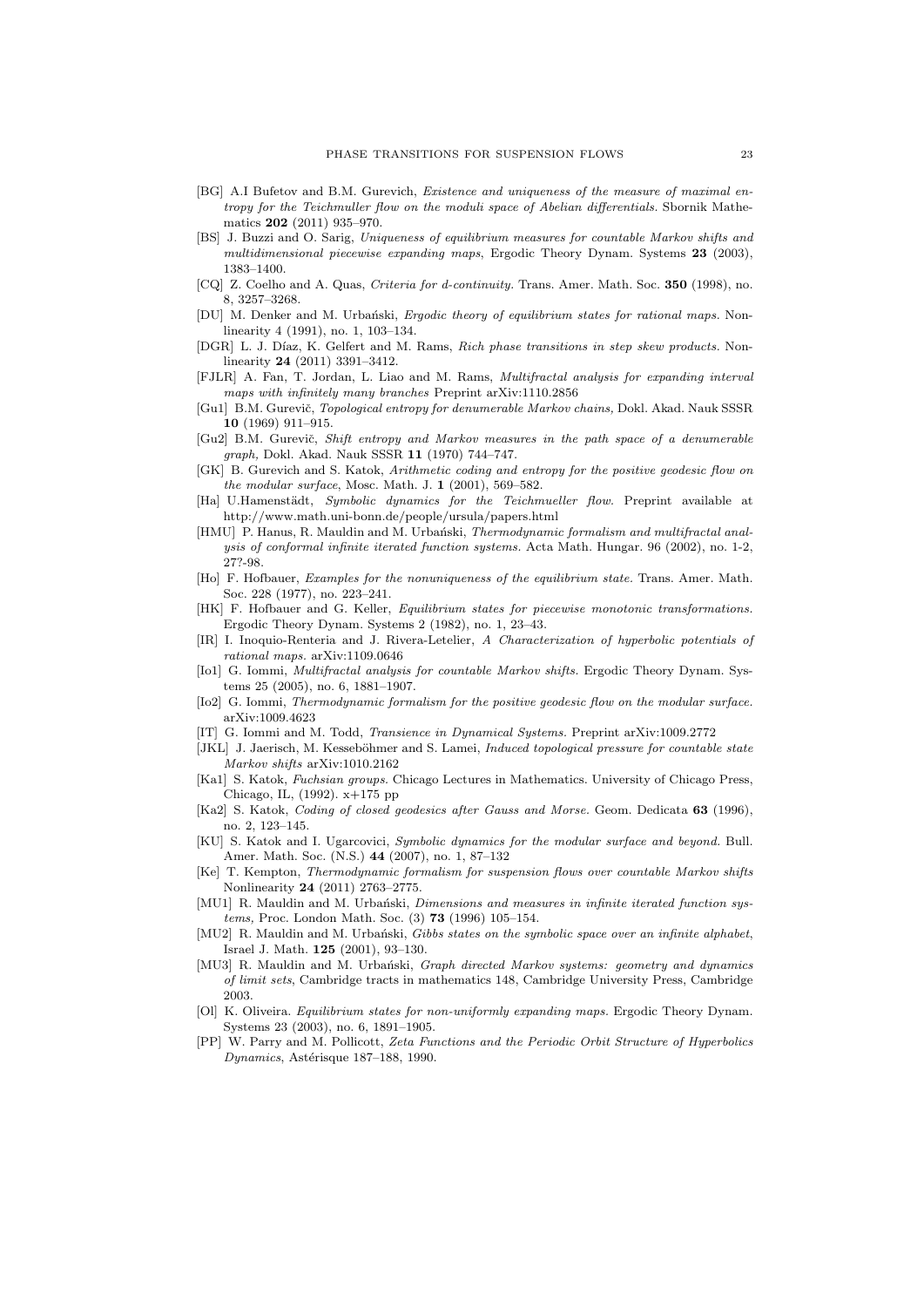- [BG] A.I Bufetov and B.M. Gurevich, *Existence and uniqueness of the measure of maximal entropy for the Teichmuller flow on the moduli space of Abelian differentials.* Sbornik Mathematics **202** (2011) 935–970.
- [BS] J. Buzzi and O. Sarig, *Uniqueness of equilibrium measures for countable Markov shifts and multidimensional piecewise expanding maps*, Ergodic Theory Dynam. Systems **23** (2003), 1383–1400.
- [CQ] Z. Coelho and A. Quas, *Criteria for d-continuity.* Trans. Amer. Math. Soc. **350** (1998), no. 8, 3257–3268.
- [DU] M. Denker and M. Urbański, *Ergodic theory of equilibrium states for rational maps.* Nonlinearity 4 (1991), no. 1, 103–134.
- [DGR] L. J. Díaz, K. Gelfert and M. Rams, *Rich phase transitions in step skew products.* Nonlinearity **24** (2011) 3391–3412.
- [FJLR] A. Fan, T. Jordan, L. Liao and M. Rams, *Multifractal analysis for expanding interval maps with infinitely many branches* Preprint arXiv:1110.2856
- [Gu1] B.M. Gurevič, *Topological entropy for denumerable Markov chains,* Dokl. Akad. Nauk SSSR **10** (1969) 911–915.
- [Gu2] B.M. Gurevič, *Shift entropy and Markov measures in the path space of a denumerable graph,* Dokl. Akad. Nauk SSSR **11** (1970) 744–747.
- [GK] B. Gurevich and S. Katok, *Arithmetic coding and entropy for the positive geodesic flow on the modular surface*, Mosc. Math. J. **1** (2001), 569–582.
- [Ha] U.Hamenstädt, *Symbolic dynamics for the Teichmueller flow.* Preprint available at http://www.math.uni-bonn.de/people/ursula/papers.html
- [HMU] P. Hanus, R. Mauldin and M. Urbański, *Thermodynamic formalism and multifractal analysis of conformal infinite iterated function systems.* Acta Math. Hungar. 96 (2002), no. 1-2, 27?-98.
- [Ho] F. Hofbauer, *Examples for the nonuniqueness of the equilibrium state.* Trans. Amer. Math. Soc. 228 (1977), no. 223–241.
- [HK] F. Hofbauer and G. Keller, *Equilibrium states for piecewise monotonic transformations.* Ergodic Theory Dynam. Systems 2 (1982), no. 1, 23–43.
- [IR] I. Inoquio-Renteria and J. Rivera-Letelier, *A Characterization of hyperbolic potentials of rational maps.* arXiv:1109.0646
- [Io1] G. Iommi, *Multifractal analysis for countable Markov shifts.* Ergodic Theory Dynam. Systems 25 (2005), no. 6, 1881–1907.
- [Io2] G. Iommi, *Thermodynamic formalism for the positive geodesic flow on the modular surface.* arXiv:1009.4623
- [IT] G. Iommi and M. Todd, *Transience in Dynamical Systems.* Preprint arXiv:1009.2772
- [JKL] J. Jaerisch, M. Kesseböhmer and S. Lamei, *Induced topological pressure for countable state Markov shifts* arXiv:1010.2162
- [Ka1] S. Katok, *Fuchsian groups.* Chicago Lectures in Mathematics. University of Chicago Press, Chicago, IL, (1992). x+175 pp
- [Ka2] S. Katok, *Coding of closed geodesics after Gauss and Morse.* Geom. Dedicata **63** (1996), no. 2, 123–145.
- [KU] S. Katok and I. Ugarcovici, *Symbolic dynamics for the modular surface and beyond.* Bull. Amer. Math. Soc. (N.S.) **44** (2007), no. 1, 87–132
- [Ke] T. Kempton, *Thermodynamic formalism for suspension flows over countable Markov shifts* Nonlinearity **24** (2011) 2763–2775.
- [MU1] R. Mauldin and M. Urbański, *Dimensions and measures in infinite iterated function systems,* Proc. London Math. Soc. (3) **73** (1996) 105–154.
- [MU2] R. Mauldin and M. Urbański, *Gibbs states on the symbolic space over an infinite alphabet*, Israel J. Math. **125** (2001), 93–130.
- [MU3] R. Mauldin and M. Urbański, *Graph directed Markov systems: geometry and dynamics of limit sets*, Cambridge tracts in mathematics 148, Cambridge University Press, Cambridge 2003.
- [Ol] K. Oliveira. *Equilibrium states for non-uniformly expanding maps.* Ergodic Theory Dynam. Systems 23 (2003), no. 6, 1891–1905.
- [PP] W. Parry and M. Pollicott, *Zeta Functions and the Periodic Orbit Structure of Hyperbolics Dynamics*, Astérisque 187–188, 1990.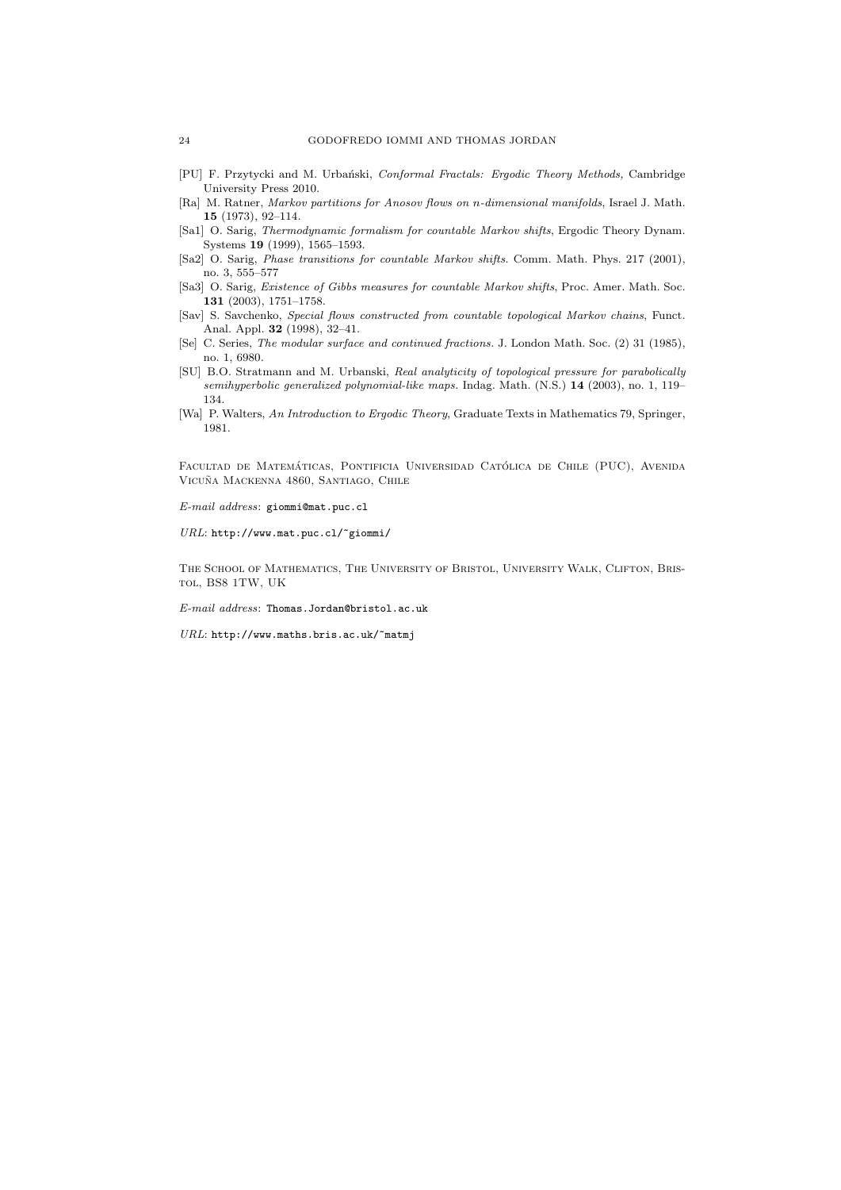[PU] F. Przytycki and M. Urbański, *Conformal Fractals: Ergodic Theory Methods,* Cambridge University Press 2010.

[Ra] M. Ratner, *Markov partitions for Anosov flows on n-dimensional manifolds*, Israel J. Math. **15** (1973), 92–114.

[Sa1] O. Sarig, *Thermodynamic formalism for countable Markov shifts*, Ergodic Theory Dynam. Systems **19** (1999), 1565–1593.

[Sa2] O. Sarig, *Phase transitions for countable Markov shifts*. Comm. Math. Phys. 217 (2001), no. 3, 555–577

[Sa3] O. Sarig, *Existence of Gibbs measures for countable Markov shifts*, Proc. Amer. Math. Soc. **131** (2003), 1751–1758.

[Sav] S. Savchenko, *Special flows constructed from countable topological Markov chains*, Funct. Anal. Appl. **32** (1998), 32–41.

[Se] C. Series, *The modular surface and continued fractions*. J. London Math. Soc. (2) 31 (1985), no. 1, 6980.

[SU] B.O. Stratmann and M. Urbanski, *Real analyticity of topological pressure for parabolically semihyperbolic generalized polynomial-like maps*. Indag. Math. (N.S.) **14** (2003), no. 1, 119–134.

[Wa] P. Walters, *An Introduction to Ergodic Theory*, Graduate Texts in Mathematics 79, Springer, 1981.

Facultad de Matemáticas, Pontificia Universidad Católica de Chile (PUC), Avenida Vicuña Mackenna 4860, Santiago, Chile

*E-mail address*: giommi@mat.puc.cl

*URL*: http://www.mat.puc.cl/~giommi/

The School of Mathematics, The University of Bristol, University Walk, Clifton, Bristol, BS8 1TW, UK

*E-mail address*: Thomas.Jordan@bristol.ac.uk

*URL*: http://www.maths.bris.ac.uk/~matmj